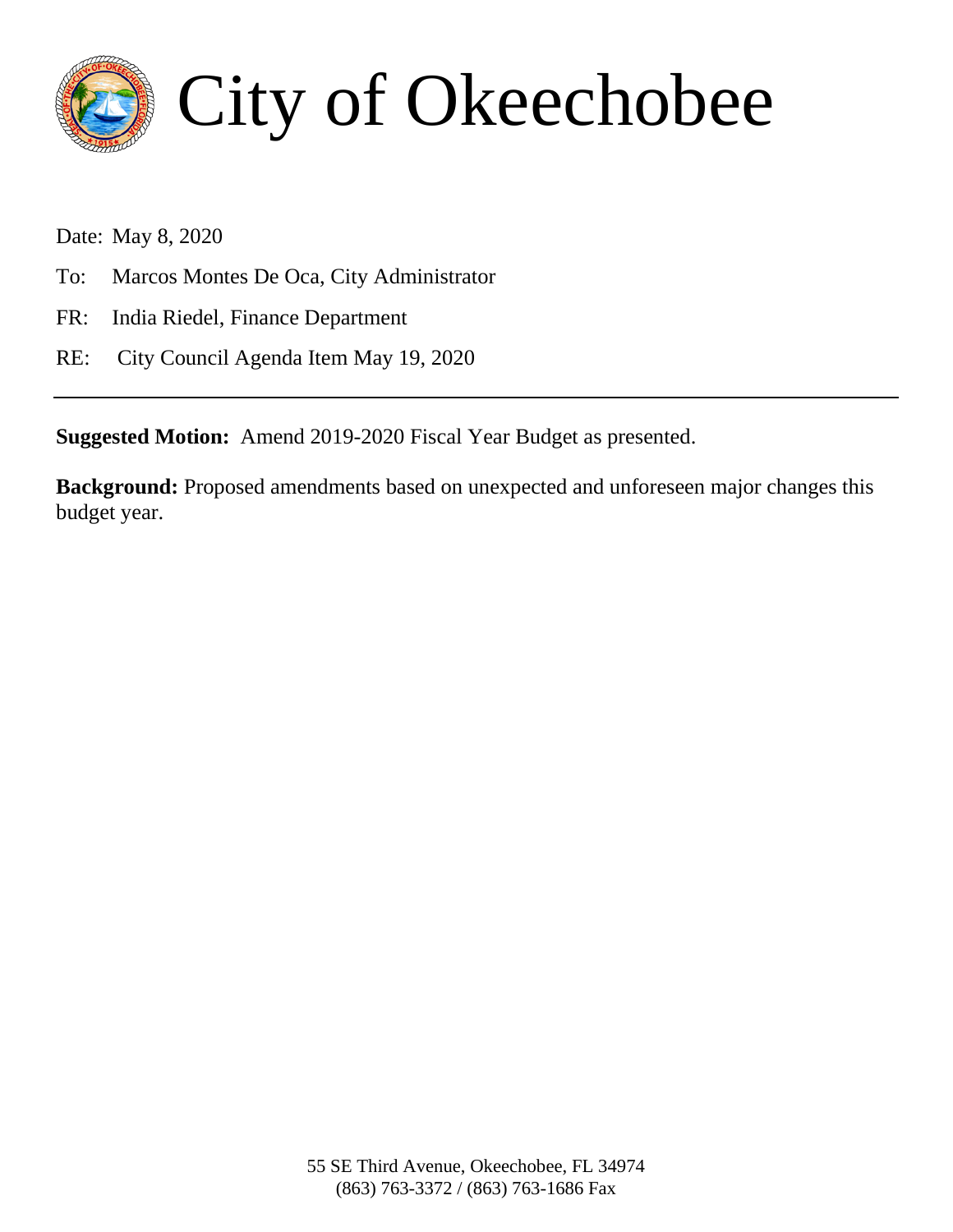# City of Okeechobee

Date: May 8, 2020

To: Marcos Montes De Oca, City Administrator

FR: India Riedel, Finance Department

RE: City Council Agenda Item May 19, 2020

---

**Suggested Motion:** Amend 2019-2020 Fiscal Year Budget as presented.

**Background:** Proposed amendments based on unexpected and unforeseen major changes this budget year.

55 SE Third Avenue, Okeechobee, FL 34974
(863) 763-3372 / (863) 763-1686 Fax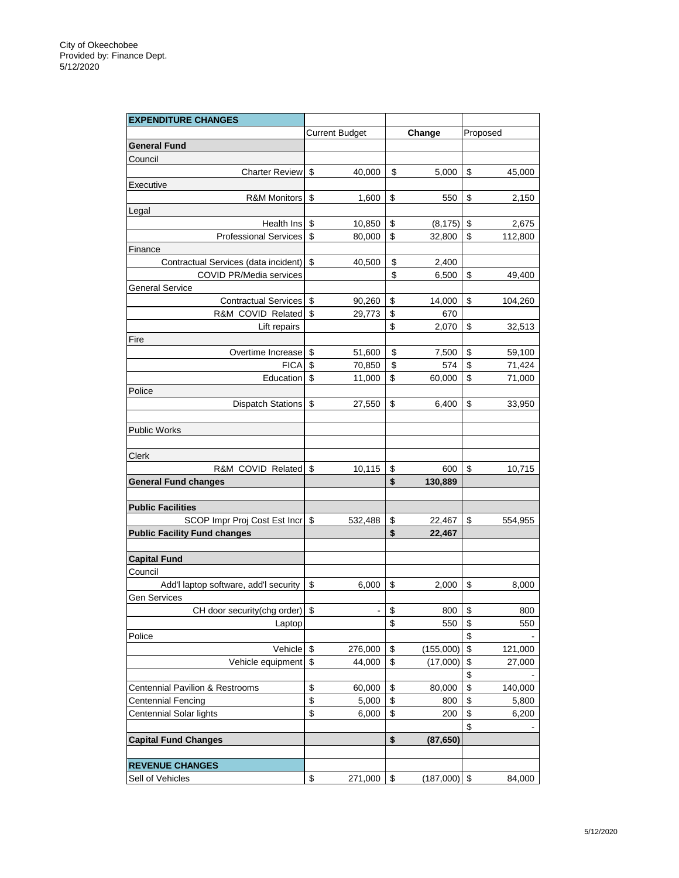City of Okeechobee
Provided by: Finance Dept.
5/12/2020

| EXPENDITURE CHANGES | | | |
|---|---|---|---|
| | Current Budget | Change | Proposed |
| **General Fund** | | | |
| Council | | | |
| Charter Review | $ 40,000 | $ 5,000 | $ 45,000 |
| Executive | | | |
| R&M Monitors | $ 1,600 | $ 550 | $ 2,150 |
| Legal | | | |
| Health Ins | $ 10,850 | $ (8,175) | $ 2,675 |
| Professional Services | $ 80,000 | $ 32,800 | $ 112,800 |
| Finance | | | |
| Contractual Services (data incident) | $ 40,500 | $ 2,400 | |
| COVID PR/Media services | | $ 6,500 | $ 49,400 |
| General Service | | | |
| Contractual Services | $ 90,260 | $ 14,000 | $ 104,260 |
| R&M COVID Related | $ 29,773 | $ 670 | |
| Lift repairs | | $ 2,070 | $ 32,513 |
| Fire | | | |
| Overtime Increase | $ 51,600 | $ 7,500 | $ 59,100 |
| FICA | $ 70,850 | $ 574 | $ 71,424 |
| Education | $ 11,000 | $ 60,000 | $ 71,000 |
| Police | | | |
| Dispatch Stations | $ 27,550 | $ 6,400 | $ 33,950 |
| | | | |
| Public Works | | | |
| | | | |
| Clerk | | | |
| R&M COVID Related | $ 10,115 | $ 600 | $ 10,715 |
| **General Fund changes** | | **$ 130,889** | |
| | | | |
| **Public Facilities** | | | |
| SCOP Impr Proj Cost Est Incr | $ 532,488 | $ 22,467 | $ 554,955 |
| **Public Facility Fund changes** | | **$ 22,467** | |
| | | | |
| **Capital Fund** | | | |
| Council | | | |
| Add'l laptop software, add'l security | $ 6,000 | $ 2,000 | $ 8,000 |
| Gen Services | | | |
| CH door security(chg order) | $ - | $ 800 | $ 800 |
| Laptop | | $ 550 | $ 550 |
| Police | | | $ - |
| Vehicle | $ 276,000 | $ (155,000) | $ 121,000 |
| Vehicle equipment | $ 44,000 | $ (17,000) | $ 27,000 |
| | | | $ - |
| Centennial Pavilion & Restrooms | $ 60,000 | $ 80,000 | $ 140,000 |
| Centennial Fencing | $ 5,000 | $ 800 | $ 5,800 |
| Centennial Solar lights | $ 6,000 | $ 200 | $ 6,200 |
| | | | $ - |
| **Capital Fund Changes** | | **$ (87,650)** | |
| | | | |
| **REVENUE CHANGES** | | | |
| Sell of Vehicles | $ 271,000 | $ (187,000) | $ 84,000 |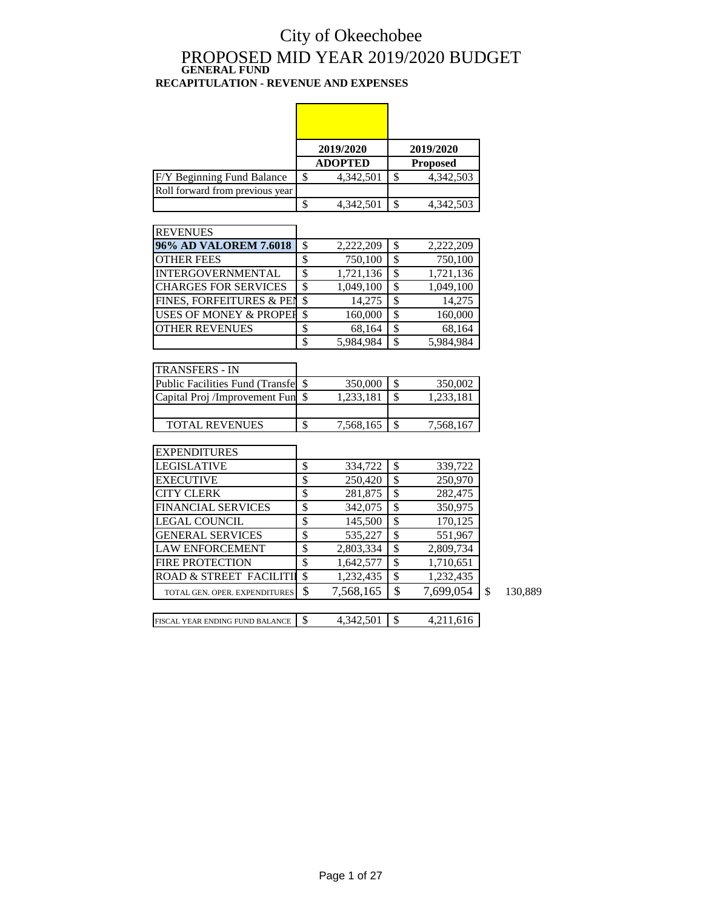# City of Okeechobee

# PROPOSED MID YEAR 2019/2020 BUDGET

## GENERAL FUND

## RECAPITULATION - REVENUE AND EXPENSES

| | 2019/2020 ADOPTED | 2019/2020 Proposed | |
|---|---|---|---|
| F/Y Beginning Fund Balance | $ 4,342,501 | $ 4,342,503 | |
| Roll forward from previous year | | | |
| | $ 4,342,501 | $ 4,342,503 | |
| **REVENUES** | | | |
| **96% AD VALOREM 7.6018** | $ 2,222,209 | $ 2,222,209 | |
| OTHER FEES | $ 750,100 | $ 750,100 | |
| INTERGOVERNMENTAL | $ 1,721,136 | $ 1,721,136 | |
| CHARGES FOR SERVICES | $ 1,049,100 | $ 1,049,100 | |
| FINES, FORFEITURES & PEN | $ 14,275 | $ 14,275 | |
| USES OF MONEY & PROPER | $ 160,000 | $ 160,000 | |
| OTHER REVENUES | $ 68,164 | $ 68,164 | |
| | $ 5,984,984 | $ 5,984,984 | |
| **TRANSFERS - IN** | | | |
| Public Facilities Fund (Transfe | $ 350,000 | $ 350,002 | |
| Capital Proj /Improvement Fun | $ 1,233,181 | $ 1,233,181 | |
| | | | |
| TOTAL REVENUES | $ 7,568,165 | $ 7,568,167 | |
| **EXPENDITURES** | | | |
| LEGISLATIVE | $ 334,722 | $ 339,722 | |
| EXECUTIVE | $ 250,420 | $ 250,970 | |
| CITY CLERK | $ 281,875 | $ 282,475 | |
| FINANCIAL SERVICES | $ 342,075 | $ 350,975 | |
| LEGAL COUNCIL | $ 145,500 | $ 170,125 | |
| GENERAL SERVICES | $ 535,227 | $ 551,967 | |
| LAW ENFORCEMENT | $ 2,803,334 | $ 2,809,734 | |
| FIRE PROTECTION | $ 1,642,577 | $ 1,710,651 | |
| ROAD & STREET FACILITI | $ 1,232,435 | $ 1,232,435 | |
| TOTAL GEN. OPER. EXPENDITURES | $ 7,568,165 | $ 7,699,054 | $ 130,889 |
| | | | |
| FISCAL YEAR ENDING FUND BALANCE | $ 4,342,501 | $ 4,211,616 | |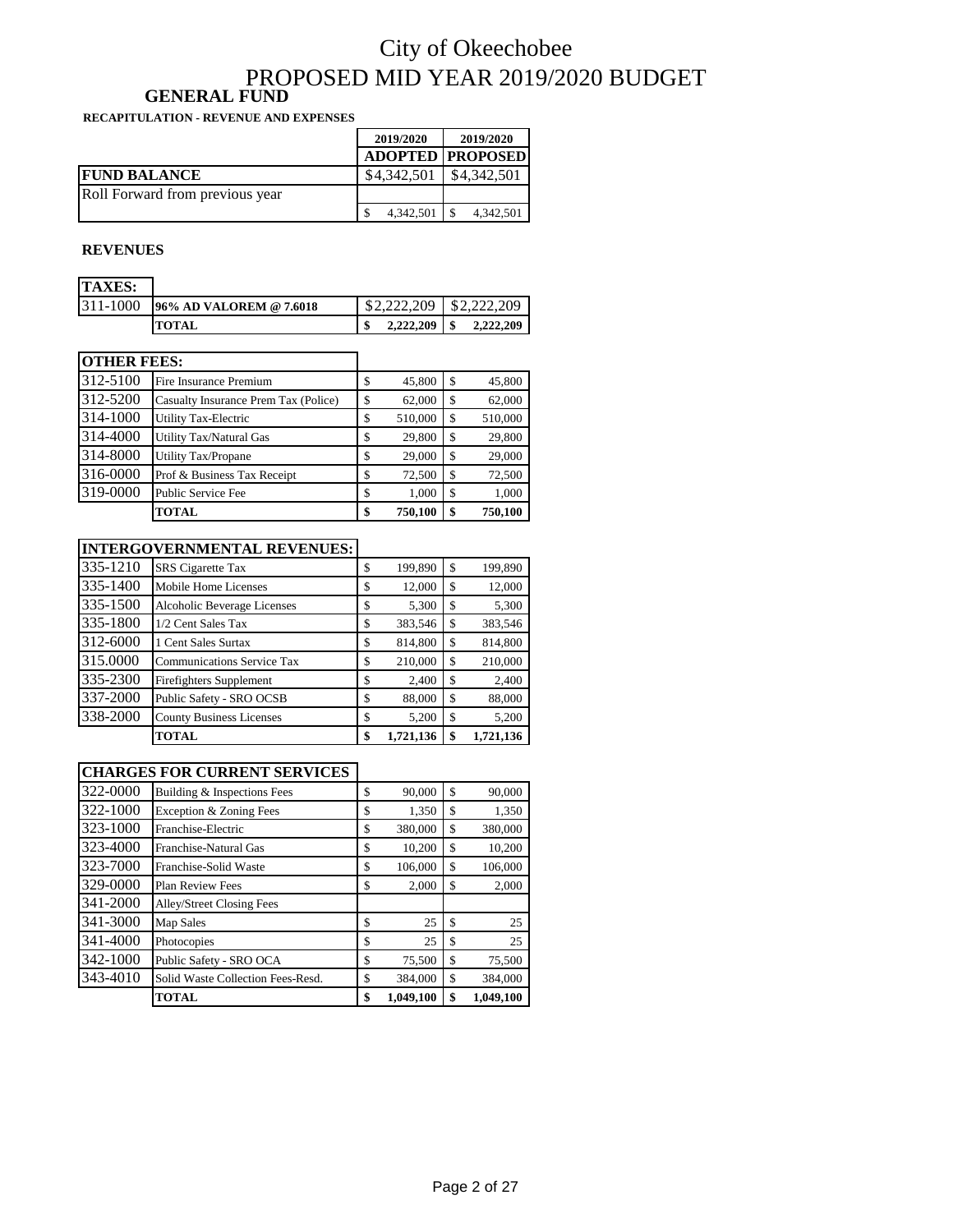# City of Okeechobee
# PROPOSED MID YEAR 2019/2020 BUDGET

## GENERAL FUND

**RECAPITULATION - REVENUE AND EXPENSES**

| | 2019/2020 ADOPTED | 2019/2020 PROPOSED |
|---|---|---|
| **FUND BALANCE** | $4,342,501 | $4,342,501 |
| Roll Forward from previous year | | |
| | $ 4,342,501 | $ 4,342,501 |

**REVENUES**

| **TAXES:** | | | |
|---|---|---|---|
| 311-1000 | **96% AD VALOREM @ 7.6018** | $2,222,209 | $2,222,209 |
| | **TOTAL** | **$ 2,222,209** | **$ 2,222,209** |

| **OTHER FEES:** | | | |
|---|---|---|---|
| 312-5100 | Fire Insurance Premium | $ 45,800 | $ 45,800 |
| 312-5200 | Casualty Insurance Prem Tax (Police) | $ 62,000 | $ 62,000 |
| 314-1000 | Utility Tax-Electric | $ 510,000 | $ 510,000 |
| 314-4000 | Utility Tax/Natural Gas | $ 29,800 | $ 29,800 |
| 314-8000 | Utility Tax/Propane | $ 29,000 | $ 29,000 |
| 316-0000 | Prof & Business Tax Receipt | $ 72,500 | $ 72,500 |
| 319-0000 | Public Service Fee | $ 1,000 | $ 1,000 |
| | **TOTAL** | **$ 750,100** | **$ 750,100** |

| **INTERGOVERNMENTAL REVENUES:** | | | |
|---|---|---|---|
| 335-1210 | SRS Cigarette Tax | $ 199,890 | $ 199,890 |
| 335-1400 | Mobile Home Licenses | $ 12,000 | $ 12,000 |
| 335-1500 | Alcoholic Beverage Licenses | $ 5,300 | $ 5,300 |
| 335-1800 | 1/2 Cent Sales Tax | $ 383,546 | $ 383,546 |
| 312-6000 | 1 Cent Sales Surtax | $ 814,800 | $ 814,800 |
| 315.0000 | Communications Service Tax | $ 210,000 | $ 210,000 |
| 335-2300 | Firefighters Supplement | $ 2,400 | $ 2,400 |
| 337-2000 | Public Safety - SRO OCSB | $ 88,000 | $ 88,000 |
| 338-2000 | County Business Licenses | $ 5,200 | $ 5,200 |
| | **TOTAL** | **$ 1,721,136** | **$ 1,721,136** |

| **CHARGES FOR CURRENT SERVICES** | | | |
|---|---|---|---|
| 322-0000 | Building & Inspections Fees | $ 90,000 | $ 90,000 |
| 322-1000 | Exception & Zoning Fees | $ 1,350 | $ 1,350 |
| 323-1000 | Franchise-Electric | $ 380,000 | $ 380,000 |
| 323-4000 | Franchise-Natural Gas | $ 10,200 | $ 10,200 |
| 323-7000 | Franchise-Solid Waste | $ 106,000 | $ 106,000 |
| 329-0000 | Plan Review Fees | $ 2,000 | $ 2,000 |
| 341-2000 | Alley/Street Closing Fees | | |
| 341-3000 | Map Sales | $ 25 | $ 25 |
| 341-4000 | Photocopies | $ 25 | $ 25 |
| 342-1000 | Public Safety - SRO OCA | $ 75,500 | $ 75,500 |
| 343-4010 | Solid Waste Collection Fees-Resd. | $ 384,000 | $ 384,000 |
| | **TOTAL** | **$ 1,049,100** | **$ 1,049,100** |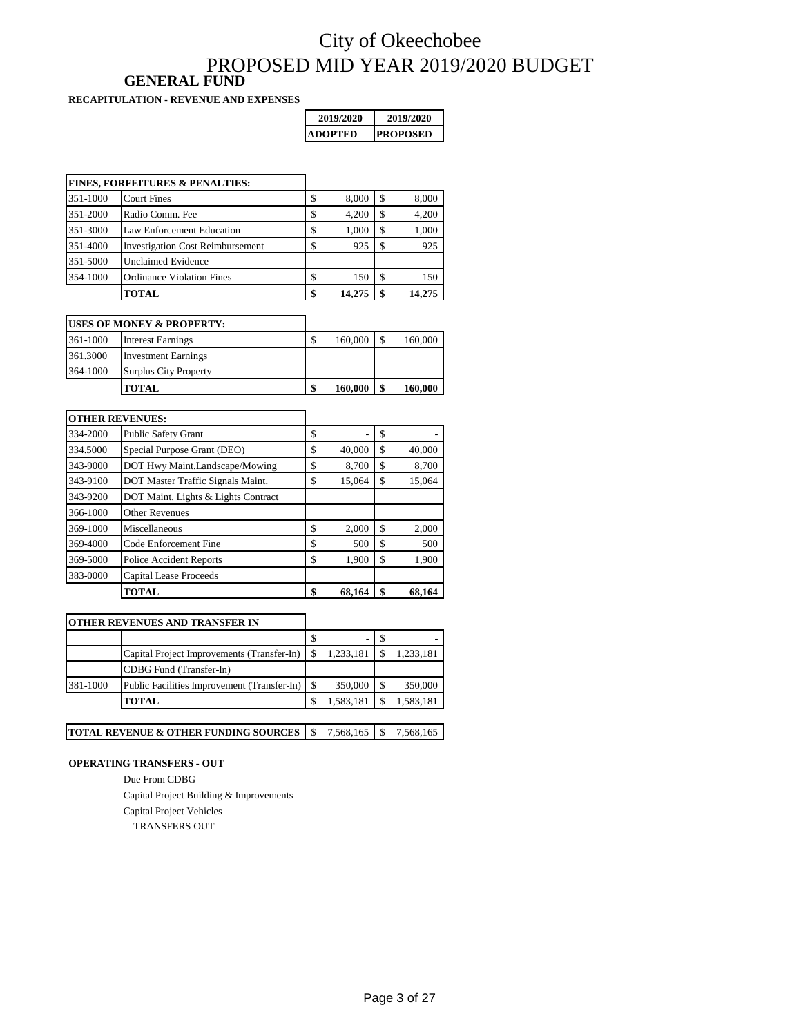# City of Okeechobee
# PROPOSED MID YEAR 2019/2020 BUDGET

## GENERAL FUND

**RECAPITULATION - REVENUE AND EXPENSES**

| | | 2019/2020 ADOPTED | 2019/2020 PROPOSED |
|---|---|---|---|
| **FINES, FORFEITURES & PENALTIES:** | | | |
| 351-1000 | Court Fines | $ 8,000 | $ 8,000 |
| 351-2000 | Radio Comm. Fee | $ 4,200 | $ 4,200 |
| 351-3000 | Law Enforcement Education | $ 1,000 | $ 1,000 |
| 351-4000 | Investigation Cost Reimbursement | $ 925 | $ 925 |
| 351-5000 | Unclaimed Evidence | | |
| 354-1000 | Ordinance Violation Fines | $ 150 | $ 150 |
| | **TOTAL** | **$ 14,275** | **$ 14,275** |
| **USES OF MONEY & PROPERTY:** | | | |
| 361-1000 | Interest Earnings | $ 160,000 | $ 160,000 |
| 361.3000 | Investment Earnings | | |
| 364-1000 | Surplus City Property | | |
| | **TOTAL** | **$ 160,000** | **$ 160,000** |
| **OTHER REVENUES:** | | | |
| 334-2000 | Public Safety Grant | $ - | $ - |
| 334.5000 | Special Purpose Grant (DEO) | $ 40,000 | $ 40,000 |
| 343-9000 | DOT Hwy Maint.Landscape/Mowing | $ 8,700 | $ 8,700 |
| 343-9100 | DOT Master Traffic Signals Maint. | $ 15,064 | $ 15,064 |
| 343-9200 | DOT Maint. Lights & Lights Contract | | |
| 366-1000 | Other Revenues | | |
| 369-1000 | Miscellaneous | $ 2,000 | $ 2,000 |
| 369-4000 | Code Enforcement Fine | $ 500 | $ 500 |
| 369-5000 | Police Accident Reports | $ 1,900 | $ 1,900 |
| 383-0000 | Capital Lease Proceeds | | |
| | **TOTAL** | **$ 68,164** | **$ 68,164** |
| **OTHER REVENUES AND TRANSFER IN** | | | |
| | | $ - | $ - |
| | Capital Project Improvements (Transfer-In) | $ 1,233,181 | $ 1,233,181 |
| | CDBG Fund (Transfer-In) | | |
| 381-1000 | Public Facilities Improvement (Transfer-In) | $ 350,000 | $ 350,000 |
| | **TOTAL** | $ 1,583,181 | $ 1,583,181 |
| **TOTAL REVENUE & OTHER FUNDING SOURCES** | | $ 7,568,165 | $ 7,568,165 |

**OPERATING TRANSFERS - OUT**

Due From CDBG

Capital Project Building & Improvements

Capital Project Vehicles

TRANSFERS OUT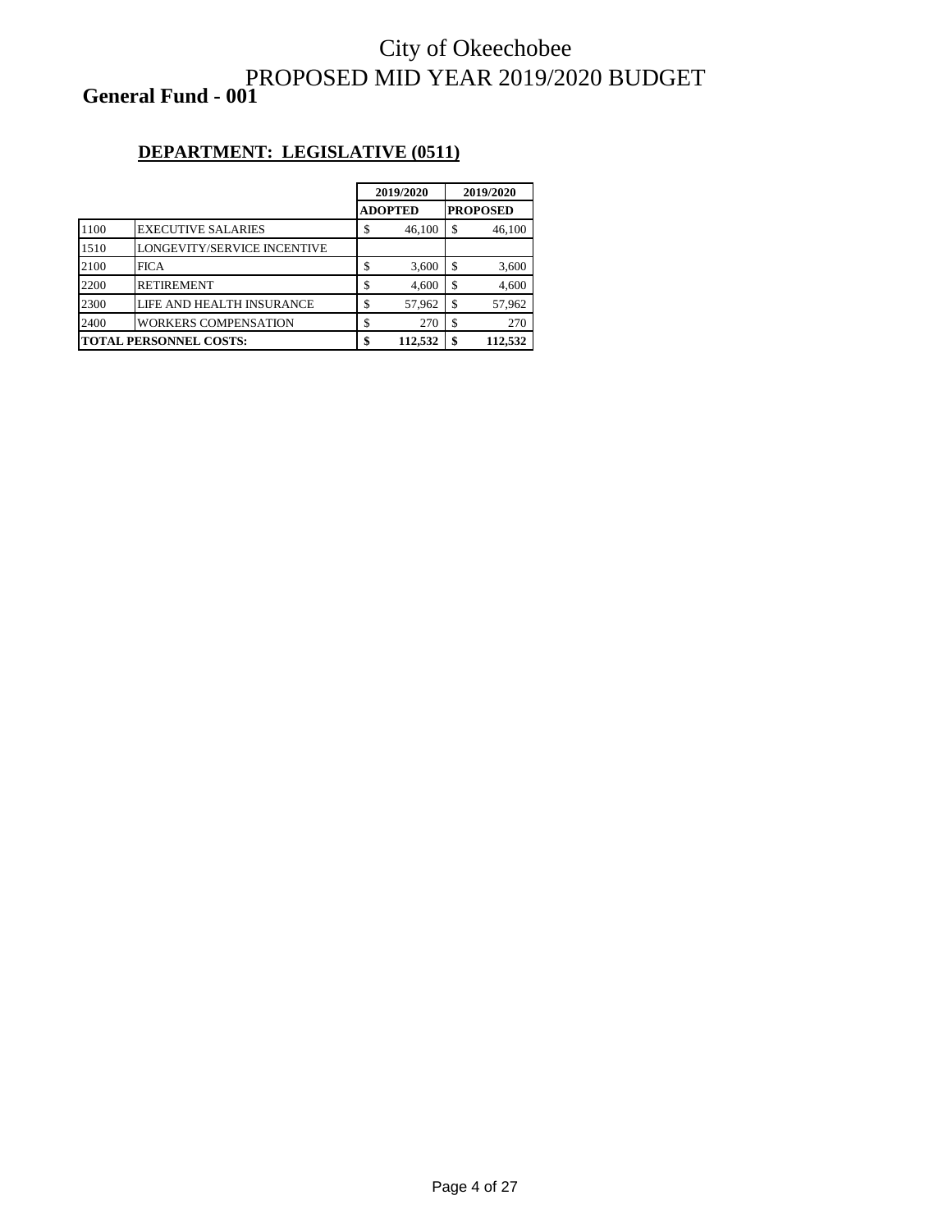# City of Okeechobee
# PROPOSED MID YEAR 2019/2020 BUDGET

**General Fund - 001**

## DEPARTMENT: LEGISLATIVE (0511)

| | | 2019/2020 ADOPTED | 2019/2020 PROPOSED |
|---|---|---|---|
| 1100 | EXECUTIVE SALARIES | $ 46,100 | $ 46,100 |
| 1510 | LONGEVITY/SERVICE INCENTIVE | | |
| 2100 | FICA | $ 3,600 | $ 3,600 |
| 2200 | RETIREMENT | $ 4,600 | $ 4,600 |
| 2300 | LIFE AND HEALTH INSURANCE | $ 57,962 | $ 57,962 |
| 2400 | WORKERS COMPENSATION | $ 270 | $ 270 |
| **TOTAL PERSONNEL COSTS:** | | **$ 112,532** | **$ 112,532** |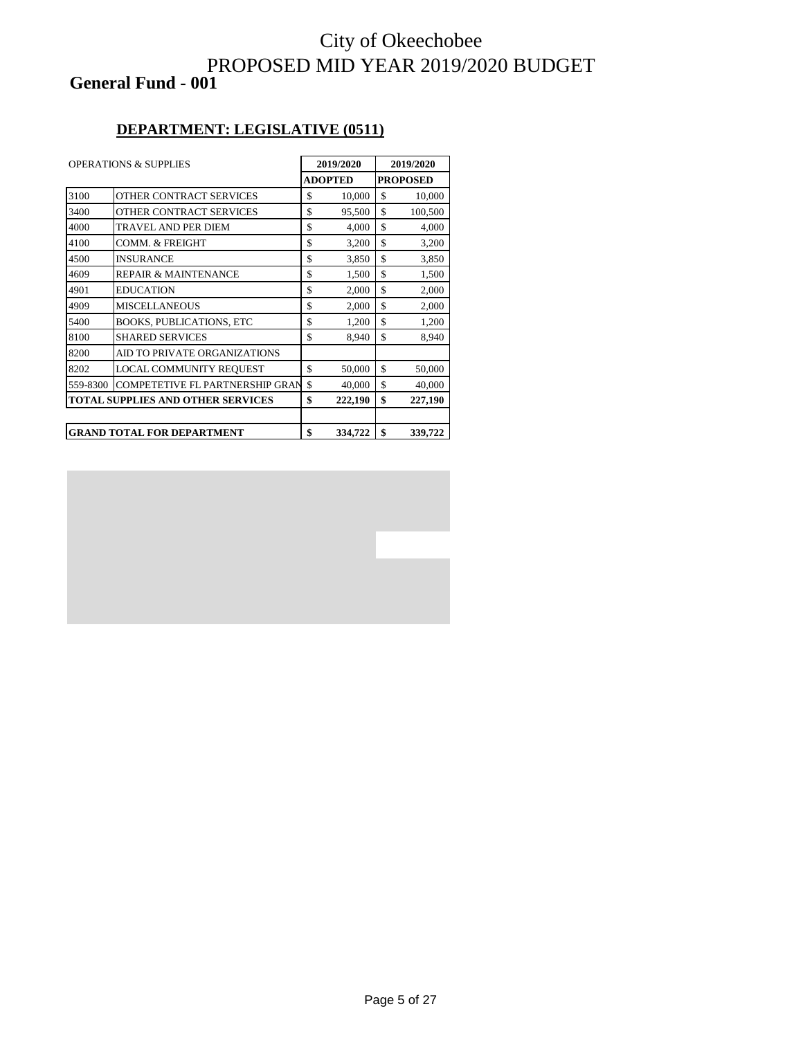# City of Okeechobee
# PROPOSED MID YEAR 2019/2020 BUDGET

## General Fund - 001

### DEPARTMENT: LEGISLATIVE (0511)

| OPERATIONS & SUPPLIES | | 2019/2020 ADOPTED | 2019/2020 PROPOSED |
|---|---|---|---|
| 3100 | OTHER CONTRACT SERVICES | $ 10,000 | $ 10,000 |
| 3400 | OTHER CONTRACT SERVICES | $ 95,500 | $ 100,500 |
| 4000 | TRAVEL AND PER DIEM | $ 4,000 | $ 4,000 |
| 4100 | COMM. & FREIGHT | $ 3,200 | $ 3,200 |
| 4500 | INSURANCE | $ 3,850 | $ 3,850 |
| 4609 | REPAIR & MAINTENANCE | $ 1,500 | $ 1,500 |
| 4901 | EDUCATION | $ 2,000 | $ 2,000 |
| 4909 | MISCELLANEOUS | $ 2,000 | $ 2,000 |
| 5400 | BOOKS, PUBLICATIONS, ETC | $ 1,200 | $ 1,200 |
| 8100 | SHARED SERVICES | $ 8,940 | $ 8,940 |
| 8200 | AID TO PRIVATE ORGANIZATIONS | | |
| 8202 | LOCAL COMMUNITY REQUEST | $ 50,000 | $ 50,000 |
| 559-8300 | COMPETETIVE FL PARTNERSHIP GRAN | $ 40,000 | $ 40,000 |
| **TOTAL SUPPLIES AND OTHER SERVICES** | | **$ 222,190** | **$ 227,190** |
| | | | |
| **GRAND TOTAL FOR DEPARTMENT** | | **$ 334,722** | **$ 339,722** |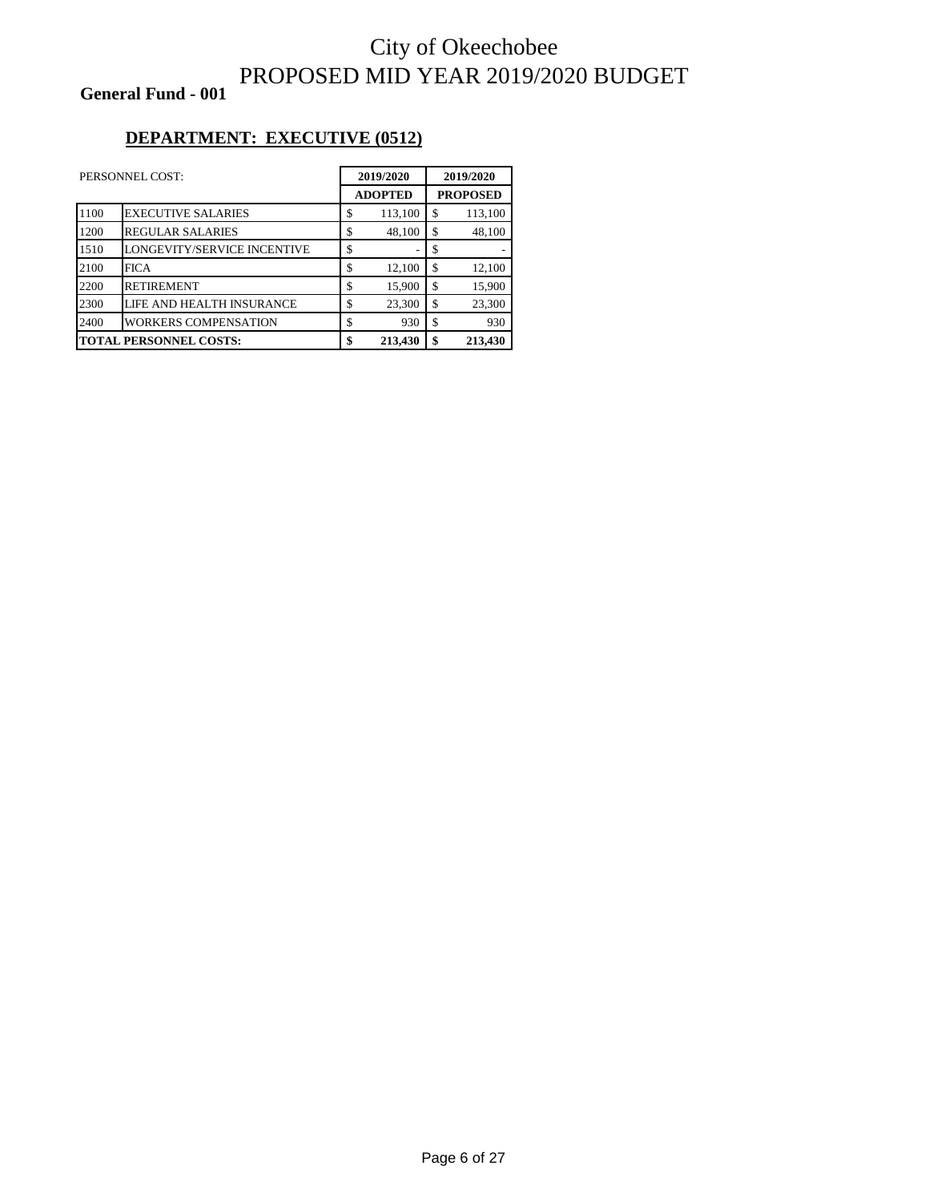# City of Okeechobee
# PROPOSED MID YEAR 2019/2020 BUDGET

**General Fund - 001**

## DEPARTMENT: EXECUTIVE (0512)

| PERSONNEL COST: | | 2019/2020 ADOPTED | 2019/2020 PROPOSED |
|---|---|---|---|
| 1100 | EXECUTIVE SALARIES | $ 113,100 | $ 113,100 |
| 1200 | REGULAR SALARIES | $ 48,100 | $ 48,100 |
| 1510 | LONGEVITY/SERVICE INCENTIVE | $ - | $ - |
| 2100 | FICA | $ 12,100 | $ 12,100 |
| 2200 | RETIREMENT | $ 15,900 | $ 15,900 |
| 2300 | LIFE AND HEALTH INSURANCE | $ 23,300 | $ 23,300 |
| 2400 | WORKERS COMPENSATION | $ 930 | $ 930 |
| **TOTAL PERSONNEL COSTS:** | | **$ 213,430** | **$ 213,430** |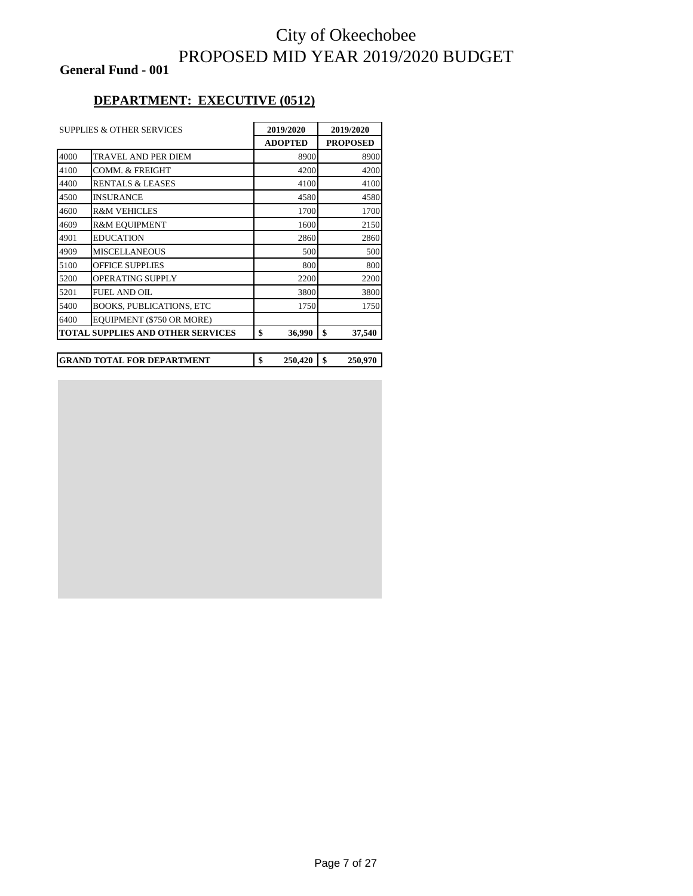# City of Okeechobee
# PROPOSED MID YEAR 2019/2020 BUDGET

**General Fund - 001**

## DEPARTMENT: EXECUTIVE (0512)

| SUPPLIES & OTHER SERVICES | | 2019/2020 ADOPTED | 2019/2020 PROPOSED |
|---|---|---|---|
| 4000 | TRAVEL AND PER DIEM | 8900 | 8900 |
| 4100 | COMM. & FREIGHT | 4200 | 4200 |
| 4400 | RENTALS & LEASES | 4100 | 4100 |
| 4500 | INSURANCE | 4580 | 4580 |
| 4600 | R&M VEHICLES | 1700 | 1700 |
| 4609 | R&M EQUIPMENT | 1600 | 2150 |
| 4901 | EDUCATION | 2860 | 2860 |
| 4909 | MISCELLANEOUS | 500 | 500 |
| 5100 | OFFICE SUPPLIES | 800 | 800 |
| 5200 | OPERATING SUPPLY | 2200 | 2200 |
| 5201 | FUEL AND OIL | 3800 | 3800 |
| 5400 | BOOKS, PUBLICATIONS, ETC | 1750 | 1750 |
| 6400 | EQUIPMENT ($750 OR MORE) | | |
| **TOTAL SUPPLIES AND OTHER SERVICES** | | **$ 36,990** | **$ 37,540** |
| | | | |
| **GRAND TOTAL FOR DEPARTMENT** | | **$ 250,420** | **$ 250,970** |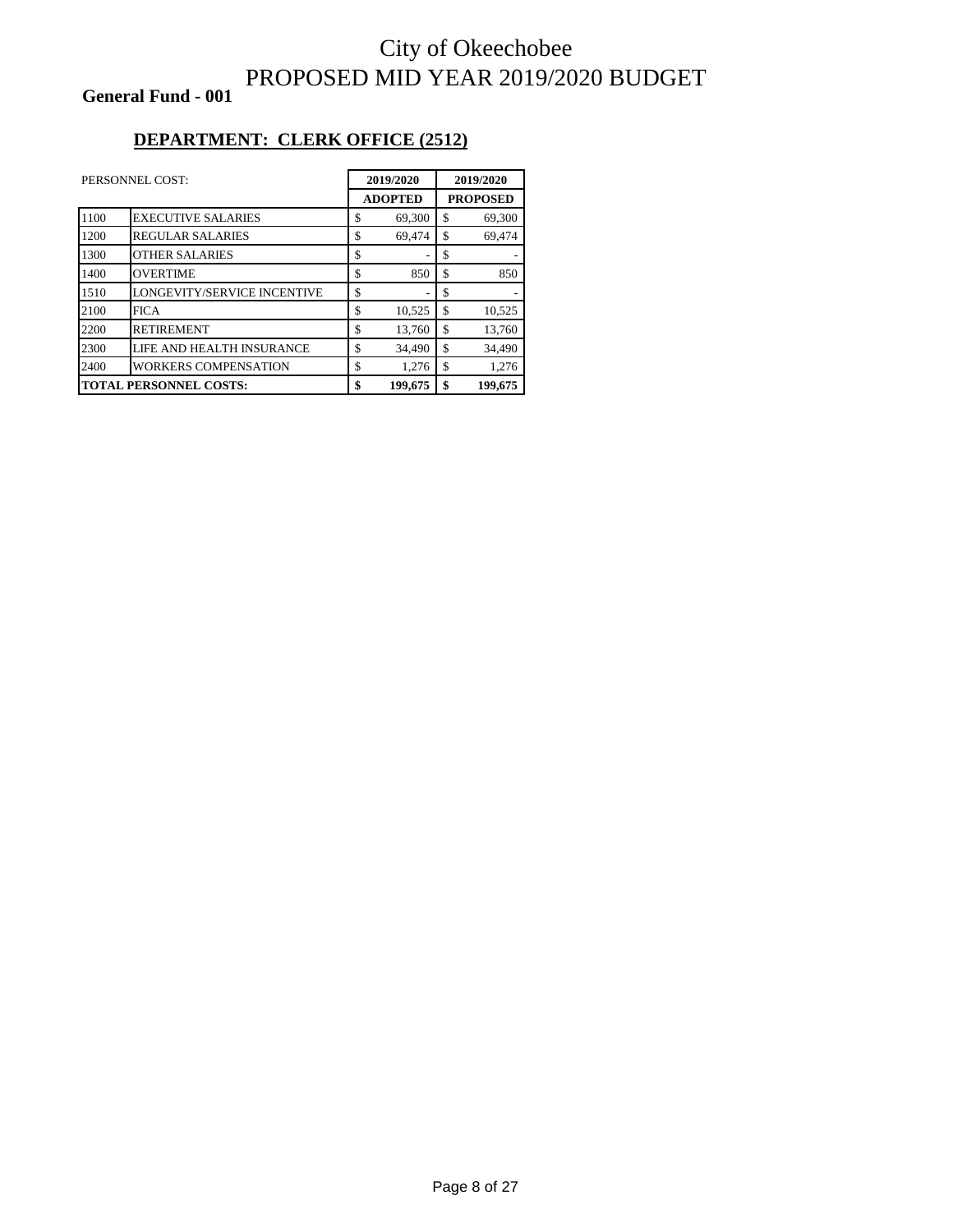# City of Okeechobee
# PROPOSED MID YEAR 2019/2020 BUDGET

**General Fund - 001**

## DEPARTMENT: CLERK OFFICE (2512)

| PERSONNEL COST: | | 2019/2020 ADOPTED | 2019/2020 PROPOSED |
|---|---|---|---|
| 1100 | EXECUTIVE SALARIES | $ 69,300 | $ 69,300 |
| 1200 | REGULAR SALARIES | $ 69,474 | $ 69,474 |
| 1300 | OTHER SALARIES | $ - | $ - |
| 1400 | OVERTIME | $ 850 | $ 850 |
| 1510 | LONGEVITY/SERVICE INCENTIVE | $ - | $ - |
| 2100 | FICA | $ 10,525 | $ 10,525 |
| 2200 | RETIREMENT | $ 13,760 | $ 13,760 |
| 2300 | LIFE AND HEALTH INSURANCE | $ 34,490 | $ 34,490 |
| 2400 | WORKERS COMPENSATION | $ 1,276 | $ 1,276 |
| **TOTAL PERSONNEL COSTS:** | | **$ 199,675** | **$ 199,675** |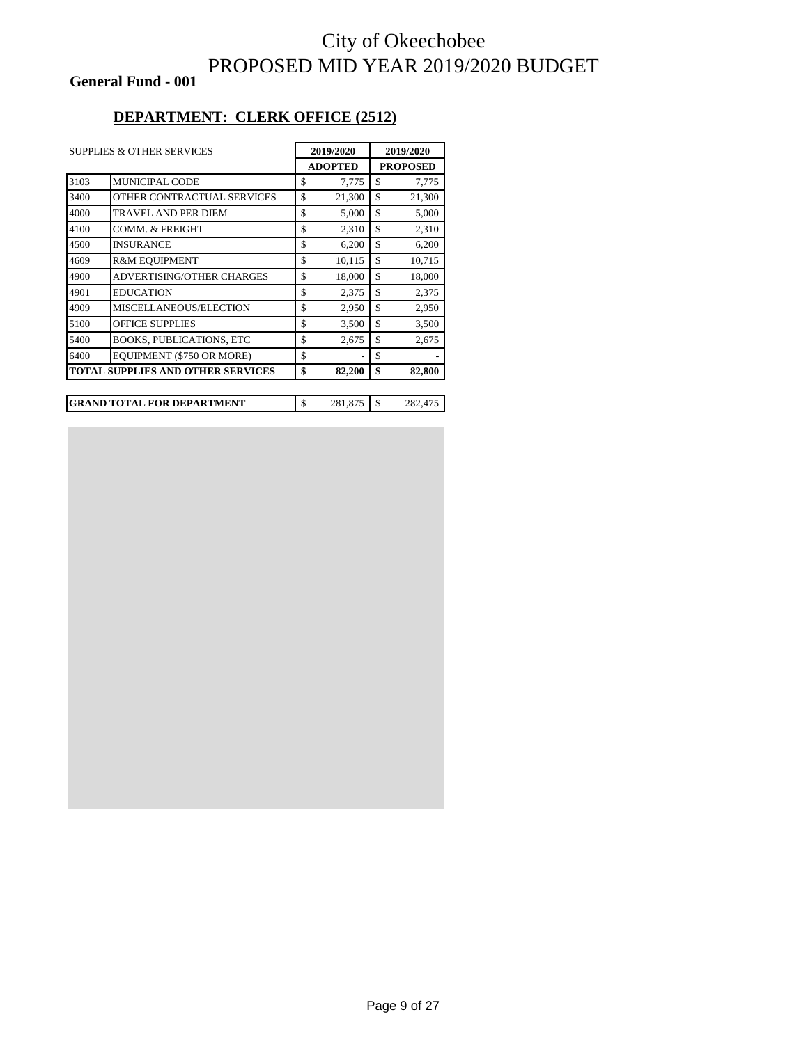# City of Okeechobee
# PROPOSED MID YEAR 2019/2020 BUDGET

**General Fund - 001**

## DEPARTMENT: CLERK OFFICE (2512)

| SUPPLIES & OTHER SERVICES | | 2019/2020 ADOPTED | 2019/2020 PROPOSED |
|---|---|---|---|
| 3103 | MUNICIPAL CODE | $ 7,775 | $ 7,775 |
| 3400 | OTHER CONTRACTUAL SERVICES | $ 21,300 | $ 21,300 |
| 4000 | TRAVEL AND PER DIEM | $ 5,000 | $ 5,000 |
| 4100 | COMM. & FREIGHT | $ 2,310 | $ 2,310 |
| 4500 | INSURANCE | $ 6,200 | $ 6,200 |
| 4609 | R&M EQUIPMENT | $ 10,115 | $ 10,715 |
| 4900 | ADVERTISING/OTHER CHARGES | $ 18,000 | $ 18,000 |
| 4901 | EDUCATION | $ 2,375 | $ 2,375 |
| 4909 | MISCELLANEOUS/ELECTION | $ 2,950 | $ 2,950 |
| 5100 | OFFICE SUPPLIES | $ 3,500 | $ 3,500 |
| 5400 | BOOKS, PUBLICATIONS, ETC | $ 2,675 | $ 2,675 |
| 6400 | EQUIPMENT ($750 OR MORE) | $ - | $ - |
| **TOTAL SUPPLIES AND OTHER SERVICES** | | **$ 82,200** | **$ 82,800** |

| | | |
|---|---|---|
| **GRAND TOTAL FOR DEPARTMENT** | $ 281,875 | $ 282,475 |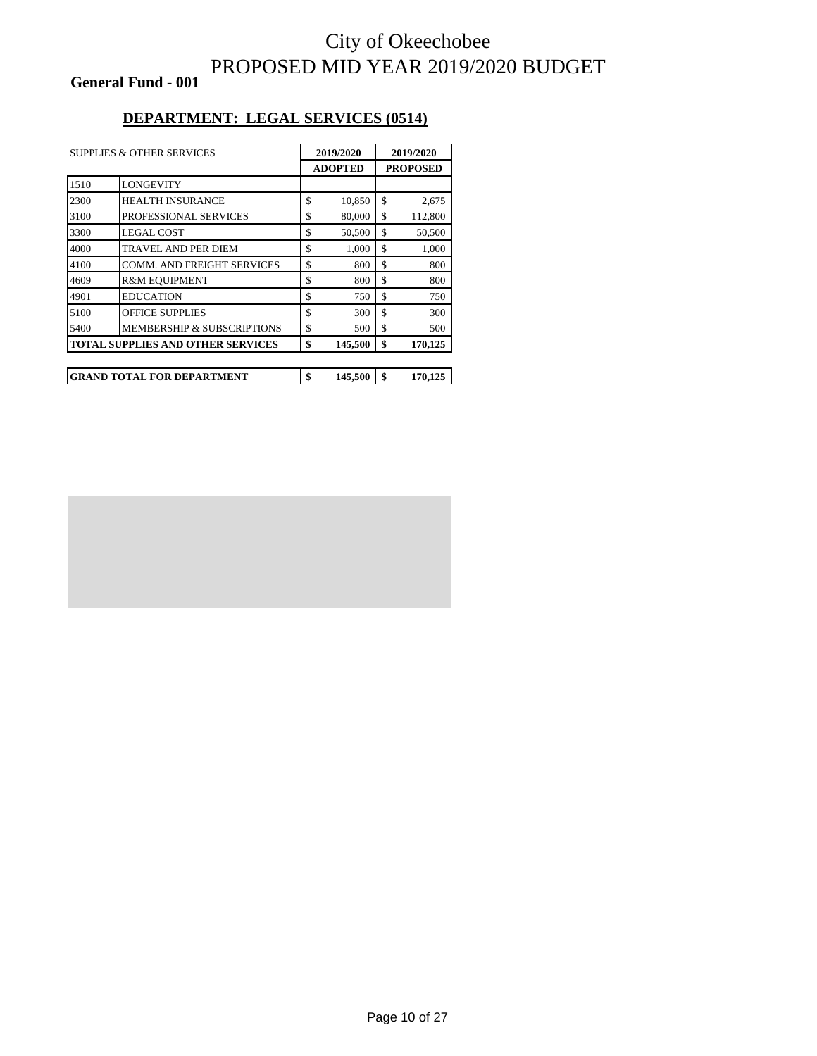# City of Okeechobee
# PROPOSED MID YEAR 2019/2020 BUDGET

**General Fund - 001**

## DEPARTMENT: LEGAL SERVICES (0514)

| SUPPLIES & OTHER SERVICES | | 2019/2020 ADOPTED | 2019/2020 PROPOSED |
|---|---|---|---|
| 1510 | LONGEVITY | | |
| 2300 | HEALTH INSURANCE | $ 10,850 | $ 2,675 |
| 3100 | PROFESSIONAL SERVICES | $ 80,000 | $ 112,800 |
| 3300 | LEGAL COST | $ 50,500 | $ 50,500 |
| 4000 | TRAVEL AND PER DIEM | $ 1,000 | $ 1,000 |
| 4100 | COMM. AND FREIGHT SERVICES | $ 800 | $ 800 |
| 4609 | R&M EQUIPMENT | $ 800 | $ 800 |
| 4901 | EDUCATION | $ 750 | $ 750 |
| 5100 | OFFICE SUPPLIES | $ 300 | $ 300 |
| 5400 | MEMBERSHIP & SUBSCRIPTIONS | $ 500 | $ 500 |
| **TOTAL SUPPLIES AND OTHER SERVICES** | | **$ 145,500** | **$ 170,125** |

| | | |
|---|---|---|
| **GRAND TOTAL FOR DEPARTMENT** | **$ 145,500** | **$ 170,125** |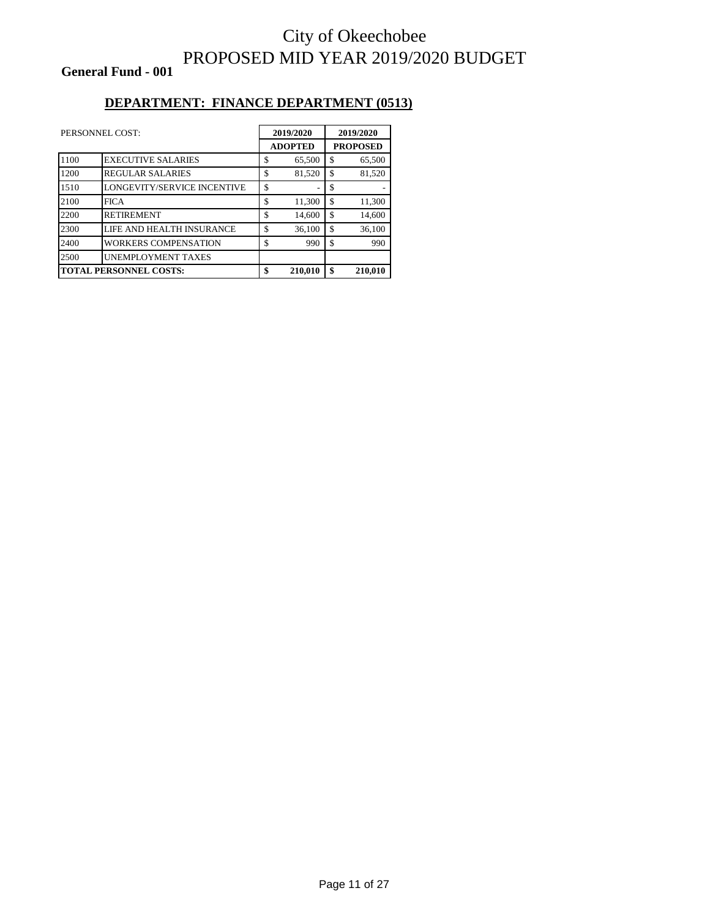# City of Okeechobee
# PROPOSED MID YEAR 2019/2020 BUDGET

**General Fund - 001**

## DEPARTMENT: FINANCE DEPARTMENT (0513)

| PERSONNEL COST: | | 2019/2020 ADOPTED | 2019/2020 PROPOSED |
|---|---|---|---|
| 1100 | EXECUTIVE SALARIES | $ 65,500 | $ 65,500 |
| 1200 | REGULAR SALARIES | $ 81,520 | $ 81,520 |
| 1510 | LONGEVITY/SERVICE INCENTIVE | $ - | $ - |
| 2100 | FICA | $ 11,300 | $ 11,300 |
| 2200 | RETIREMENT | $ 14,600 | $ 14,600 |
| 2300 | LIFE AND HEALTH INSURANCE | $ 36,100 | $ 36,100 |
| 2400 | WORKERS COMPENSATION | $ 990 | $ 990 |
| 2500 | UNEMPLOYMENT TAXES | | |
| **TOTAL PERSONNEL COSTS:** | | **$ 210,010** | **$ 210,010** |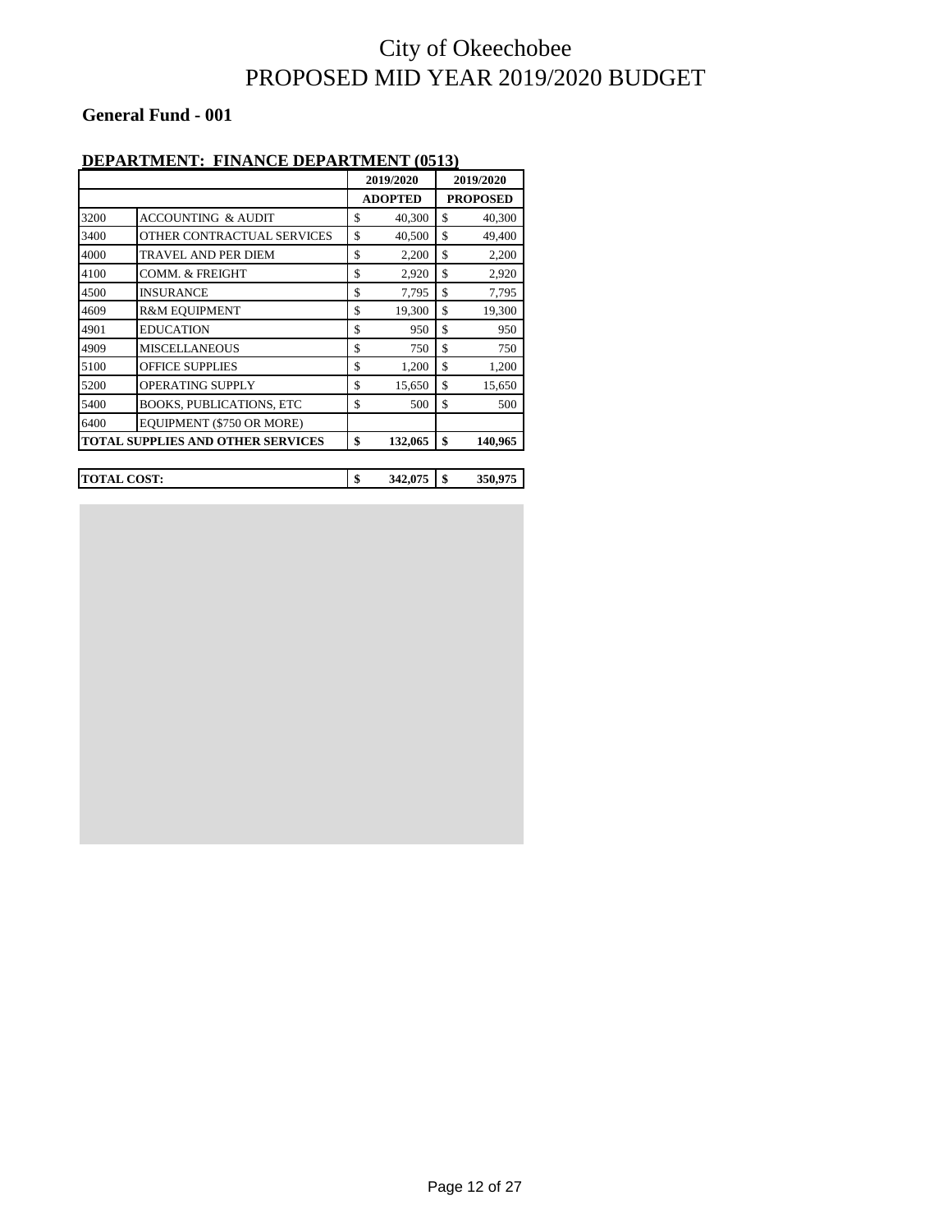# City of Okeechobee
# PROPOSED MID YEAR 2019/2020 BUDGET

**General Fund - 001**

**DEPARTMENT: FINANCE DEPARTMENT (0513)**

| | | 2019/2020 | 2019/2020 |
|---|---|---|---|
| | | **ADOPTED** | **PROPOSED** |
| 3200 | ACCOUNTING & AUDIT | $ 40,300 | $ 40,300 |
| 3400 | OTHER CONTRACTUAL SERVICES | $ 40,500 | $ 49,400 |
| 4000 | TRAVEL AND PER DIEM | $ 2,200 | $ 2,200 |
| 4100 | COMM. & FREIGHT | $ 2,920 | $ 2,920 |
| 4500 | INSURANCE | $ 7,795 | $ 7,795 |
| 4609 | R&M EQUIPMENT | $ 19,300 | $ 19,300 |
| 4901 | EDUCATION | $ 950 | $ 950 |
| 4909 | MISCELLANEOUS | $ 750 | $ 750 |
| 5100 | OFFICE SUPPLIES | $ 1,200 | $ 1,200 |
| 5200 | OPERATING SUPPLY | $ 15,650 | $ 15,650 |
| 5400 | BOOKS, PUBLICATIONS, ETC | $ 500 | $ 500 |
| 6400 | EQUIPMENT ($750 OR MORE) | | |
| **TOTAL SUPPLIES AND OTHER SERVICES** | | **$ 132,065** | **$ 140,965** |

| | | | |
|---|---|---|---|
| **TOTAL COST:** | | **$ 342,075** | **$ 350,975** |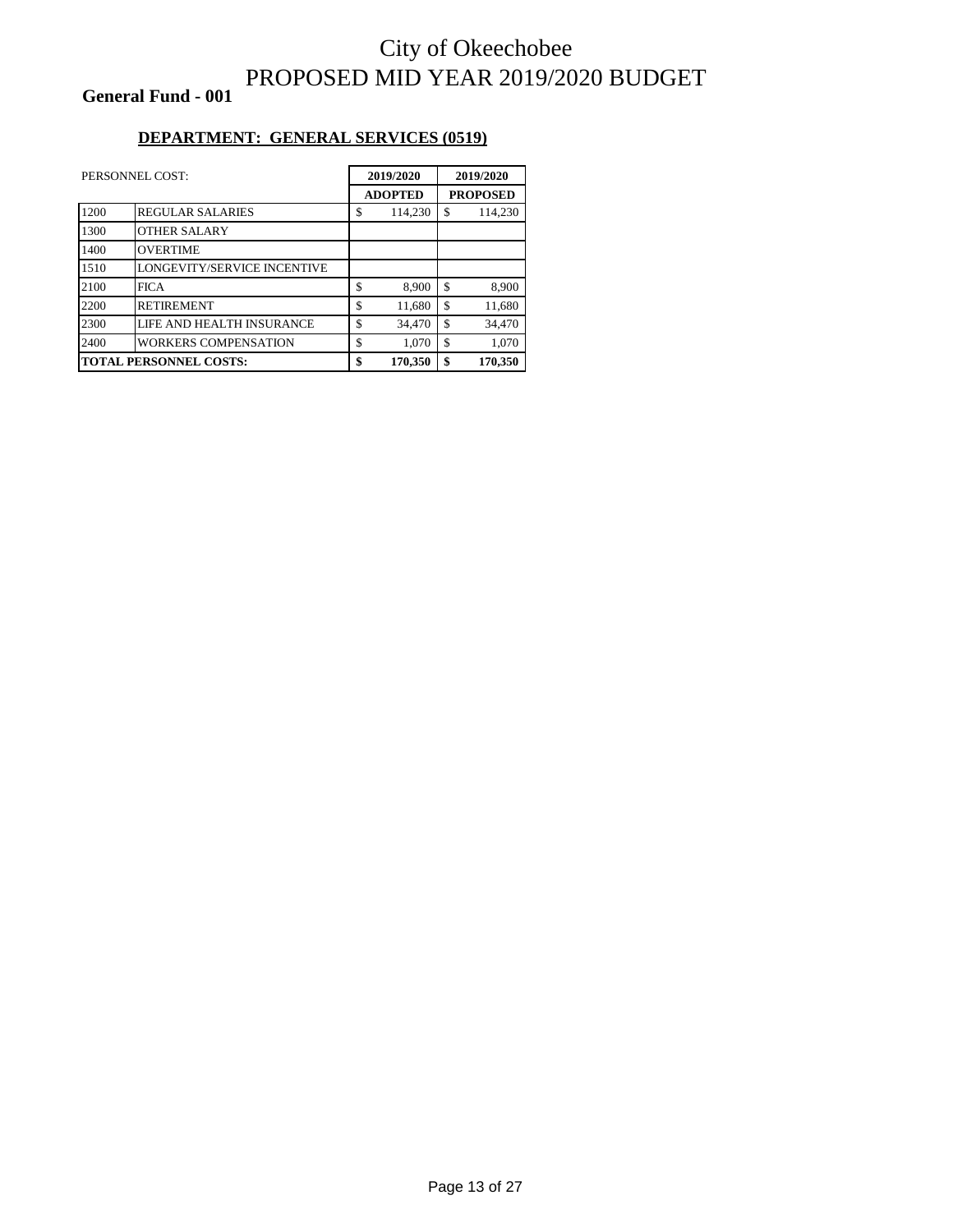# City of Okeechobee
# PROPOSED MID YEAR 2019/2020 BUDGET

**General Fund - 001**

## DEPARTMENT: GENERAL SERVICES (0519)

| PERSONNEL COST: | | 2019/2020 ADOPTED | 2019/2020 PROPOSED |
|---|---|---|---|
| 1200 | REGULAR SALARIES | $ 114,230 | $ 114,230 |
| 1300 | OTHER SALARY | | |
| 1400 | OVERTIME | | |
| 1510 | LONGEVITY/SERVICE INCENTIVE | | |
| 2100 | FICA | $ 8,900 | $ 8,900 |
| 2200 | RETIREMENT | $ 11,680 | $ 11,680 |
| 2300 | LIFE AND HEALTH INSURANCE | $ 34,470 | $ 34,470 |
| 2400 | WORKERS COMPENSATION | $ 1,070 | $ 1,070 |
| **TOTAL PERSONNEL COSTS:** | | **$ 170,350** | **$ 170,350** |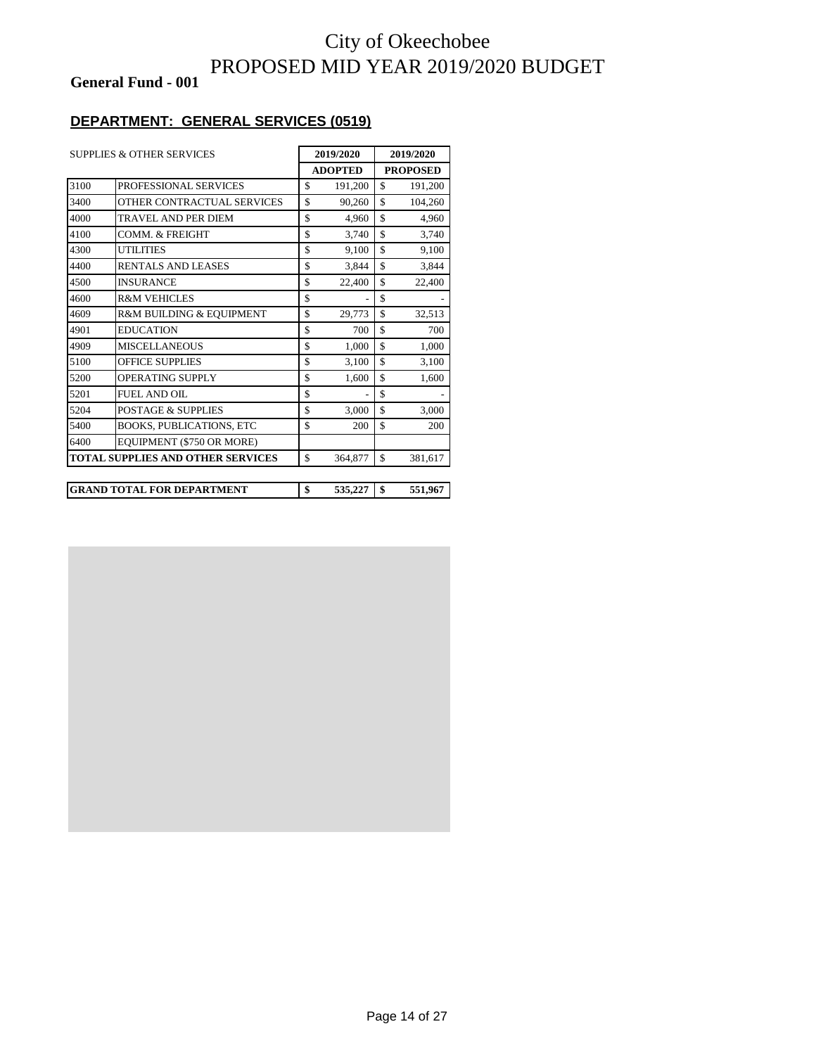# City of Okeechobee
# PROPOSED MID YEAR 2019/2020 BUDGET

**General Fund - 001**

## DEPARTMENT: GENERAL SERVICES (0519)

| SUPPLIES & OTHER SERVICES | | 2019/2020 ADOPTED | 2019/2020 PROPOSED |
|---|---|---|---|
| 3100 | PROFESSIONAL SERVICES | $ 191,200 | $ 191,200 |
| 3400 | OTHER CONTRACTUAL SERVICES | $ 90,260 | $ 104,260 |
| 4000 | TRAVEL AND PER DIEM | $ 4,960 | $ 4,960 |
| 4100 | COMM. & FREIGHT | $ 3,740 | $ 3,740 |
| 4300 | UTILITIES | $ 9,100 | $ 9,100 |
| 4400 | RENTALS AND LEASES | $ 3,844 | $ 3,844 |
| 4500 | INSURANCE | $ 22,400 | $ 22,400 |
| 4600 | R&M VEHICLES | $ - | $ - |
| 4609 | R&M BUILDING & EQUIPMENT | $ 29,773 | $ 32,513 |
| 4901 | EDUCATION | $ 700 | $ 700 |
| 4909 | MISCELLANEOUS | $ 1,000 | $ 1,000 |
| 5100 | OFFICE SUPPLIES | $ 3,100 | $ 3,100 |
| 5200 | OPERATING SUPPLY | $ 1,600 | $ 1,600 |
| 5201 | FUEL AND OIL | $ - | $ - |
| 5204 | POSTAGE & SUPPLIES | $ 3,000 | $ 3,000 |
| 5400 | BOOKS, PUBLICATIONS, ETC | $ 200 | $ 200 |
| 6400 | EQUIPMENT ($750 OR MORE) | | |
| **TOTAL SUPPLIES AND OTHER SERVICES** | | $ 364,877 | $ 381,617 |

| | | | |
|---|---|---|---|
| **GRAND TOTAL FOR DEPARTMENT** | | **$ 535,227** | **$ 551,967** |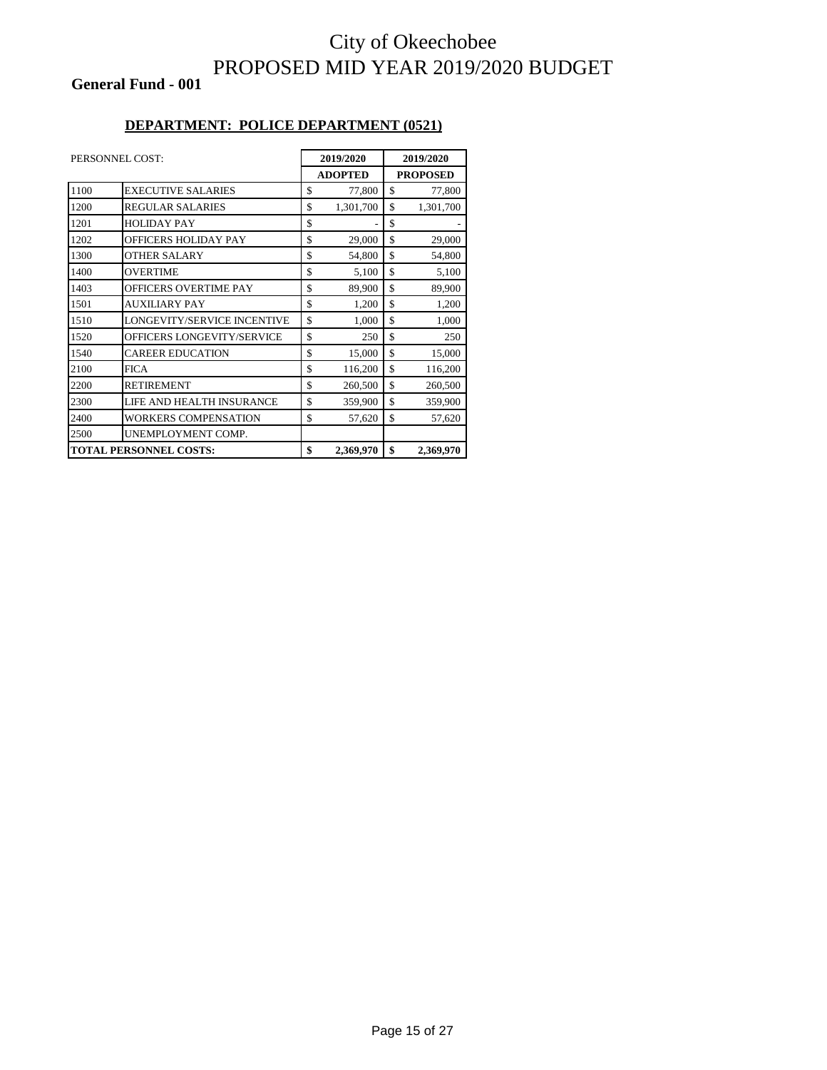# City of Okeechobee
# PROPOSED MID YEAR 2019/2020 BUDGET

**General Fund - 001**

## DEPARTMENT: POLICE DEPARTMENT (0521)

| PERSONNEL COST: | | 2019/2020 ADOPTED | 2019/2020 PROPOSED |
|---|---|---|---|
| 1100 | EXECUTIVE SALARIES | $ 77,800 | $ 77,800 |
| 1200 | REGULAR SALARIES | $ 1,301,700 | $ 1,301,700 |
| 1201 | HOLIDAY PAY | $ - | $ - |
| 1202 | OFFICERS HOLIDAY PAY | $ 29,000 | $ 29,000 |
| 1300 | OTHER SALARY | $ 54,800 | $ 54,800 |
| 1400 | OVERTIME | $ 5,100 | $ 5,100 |
| 1403 | OFFICERS OVERTIME PAY | $ 89,900 | $ 89,900 |
| 1501 | AUXILIARY PAY | $ 1,200 | $ 1,200 |
| 1510 | LONGEVITY/SERVICE INCENTIVE | $ 1,000 | $ 1,000 |
| 1520 | OFFICERS LONGEVITY/SERVICE | $ 250 | $ 250 |
| 1540 | CAREER EDUCATION | $ 15,000 | $ 15,000 |
| 2100 | FICA | $ 116,200 | $ 116,200 |
| 2200 | RETIREMENT | $ 260,500 | $ 260,500 |
| 2300 | LIFE AND HEALTH INSURANCE | $ 359,900 | $ 359,900 |
| 2400 | WORKERS COMPENSATION | $ 57,620 | $ 57,620 |
| 2500 | UNEMPLOYMENT COMP. | | |
| **TOTAL PERSONNEL COSTS:** | | **$ 2,369,970** | **$ 2,369,970** |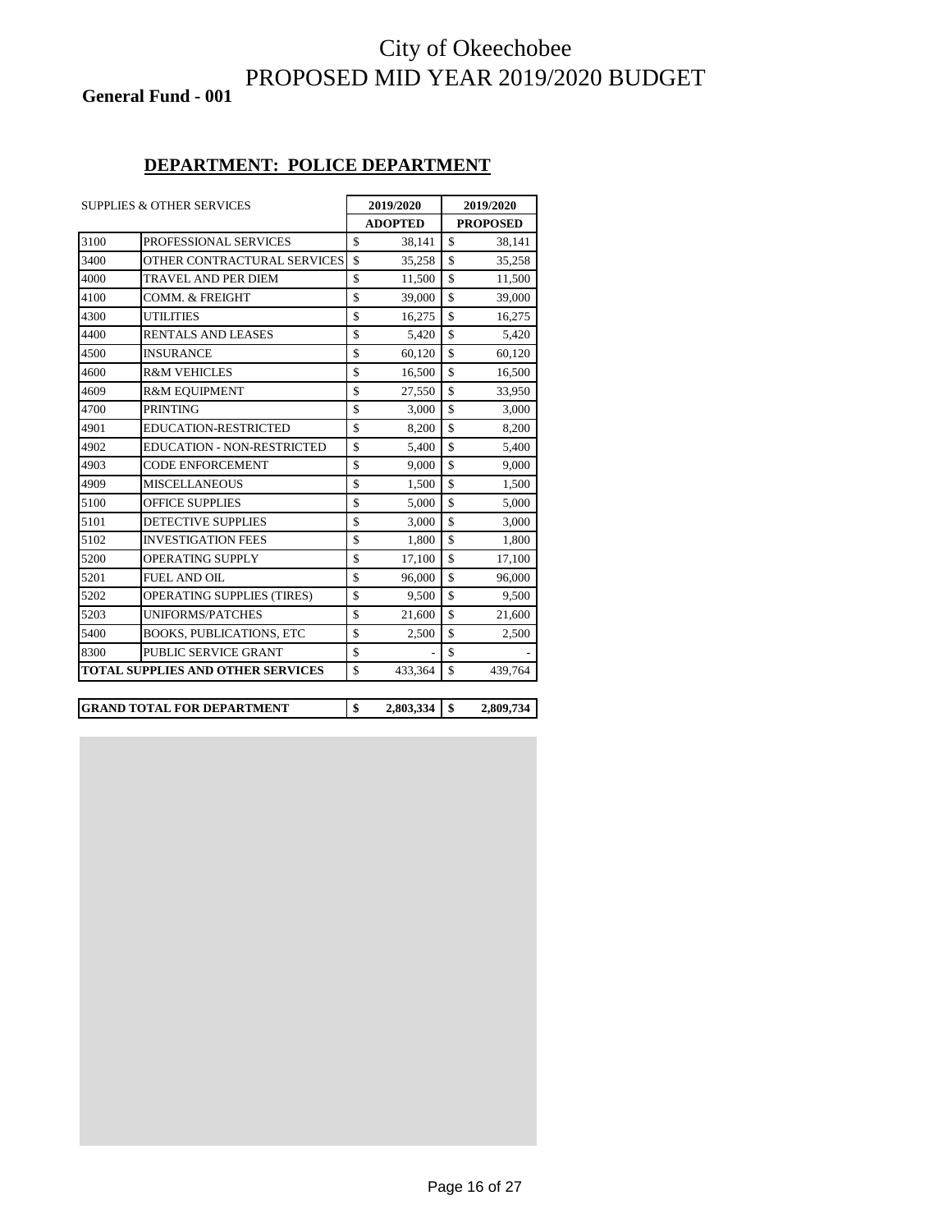# City of Okeechobee
# PROPOSED MID YEAR 2019/2020 BUDGET

**General Fund - 001**

## DEPARTMENT: POLICE DEPARTMENT

| SUPPLIES & OTHER SERVICES | | 2019/2020 ADOPTED | 2019/2020 PROPOSED |
|---|---|---|---|
| 3100 | PROFESSIONAL SERVICES | $ 38,141 | $ 38,141 |
| 3400 | OTHER CONTRACTURAL SERVICES | $ 35,258 | $ 35,258 |
| 4000 | TRAVEL AND PER DIEM | $ 11,500 | $ 11,500 |
| 4100 | COMM. & FREIGHT | $ 39,000 | $ 39,000 |
| 4300 | UTILITIES | $ 16,275 | $ 16,275 |
| 4400 | RENTALS AND LEASES | $ 5,420 | $ 5,420 |
| 4500 | INSURANCE | $ 60,120 | $ 60,120 |
| 4600 | R&M VEHICLES | $ 16,500 | $ 16,500 |
| 4609 | R&M EQUIPMENT | $ 27,550 | $ 33,950 |
| 4700 | PRINTING | $ 3,000 | $ 3,000 |
| 4901 | EDUCATION-RESTRICTED | $ 8,200 | $ 8,200 |
| 4902 | EDUCATION - NON-RESTRICTED | $ 5,400 | $ 5,400 |
| 4903 | CODE ENFORCEMENT | $ 9,000 | $ 9,000 |
| 4909 | MISCELLANEOUS | $ 1,500 | $ 1,500 |
| 5100 | OFFICE SUPPLIES | $ 5,000 | $ 5,000 |
| 5101 | DETECTIVE SUPPLIES | $ 3,000 | $ 3,000 |
| 5102 | INVESTIGATION FEES | $ 1,800 | $ 1,800 |
| 5200 | OPERATING SUPPLY | $ 17,100 | $ 17,100 |
| 5201 | FUEL AND OIL | $ 96,000 | $ 96,000 |
| 5202 | OPERATING SUPPLIES (TIRES) | $ 9,500 | $ 9,500 |
| 5203 | UNIFORMS/PATCHES | $ 21,600 | $ 21,600 |
| 5400 | BOOKS, PUBLICATIONS, ETC | $ 2,500 | $ 2,500 |
| 8300 | PUBLIC SERVICE GRANT | $ - | $ - |
| **TOTAL SUPPLIES AND OTHER SERVICES** | | $ 433,364 | $ 439,764 |

| | | |
|---|---|---|
| **GRAND TOTAL FOR DEPARTMENT** | **$ 2,803,334** | **$ 2,809,734** |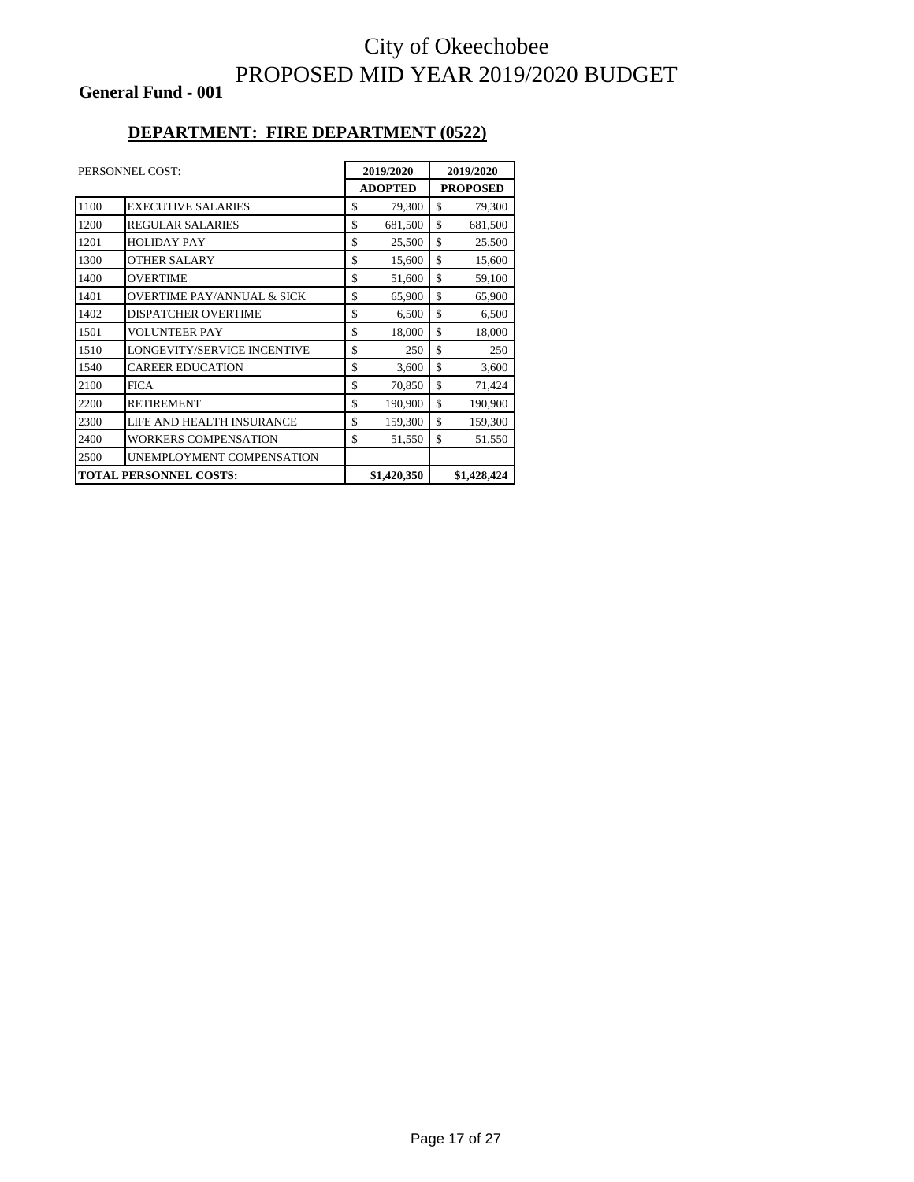# City of Okeechobee
# PROPOSED MID YEAR 2019/2020 BUDGET

**General Fund - 001**

## DEPARTMENT: FIRE DEPARTMENT (0522)

| PERSONNEL COST: | | 2019/2020 ADOPTED | 2019/2020 PROPOSED |
|---|---|---|---|
| 1100 | EXECUTIVE SALARIES | $ 79,300 | $ 79,300 |
| 1200 | REGULAR SALARIES | $ 681,500 | $ 681,500 |
| 1201 | HOLIDAY PAY | $ 25,500 | $ 25,500 |
| 1300 | OTHER SALARY | $ 15,600 | $ 15,600 |
| 1400 | OVERTIME | $ 51,600 | $ 59,100 |
| 1401 | OVERTIME PAY/ANNUAL & SICK | $ 65,900 | $ 65,900 |
| 1402 | DISPATCHER OVERTIME | $ 6,500 | $ 6,500 |
| 1501 | VOLUNTEER PAY | $ 18,000 | $ 18,000 |
| 1510 | LONGEVITY/SERVICE INCENTIVE | $ 250 | $ 250 |
| 1540 | CAREER EDUCATION | $ 3,600 | $ 3,600 |
| 2100 | FICA | $ 70,850 | $ 71,424 |
| 2200 | RETIREMENT | $ 190,900 | $ 190,900 |
| 2300 | LIFE AND HEALTH INSURANCE | $ 159,300 | $ 159,300 |
| 2400 | WORKERS COMPENSATION | $ 51,550 | $ 51,550 |
| 2500 | UNEMPLOYMENT COMPENSATION | | |
| **TOTAL PERSONNEL COSTS:** | | **$1,420,350** | **$1,428,424** |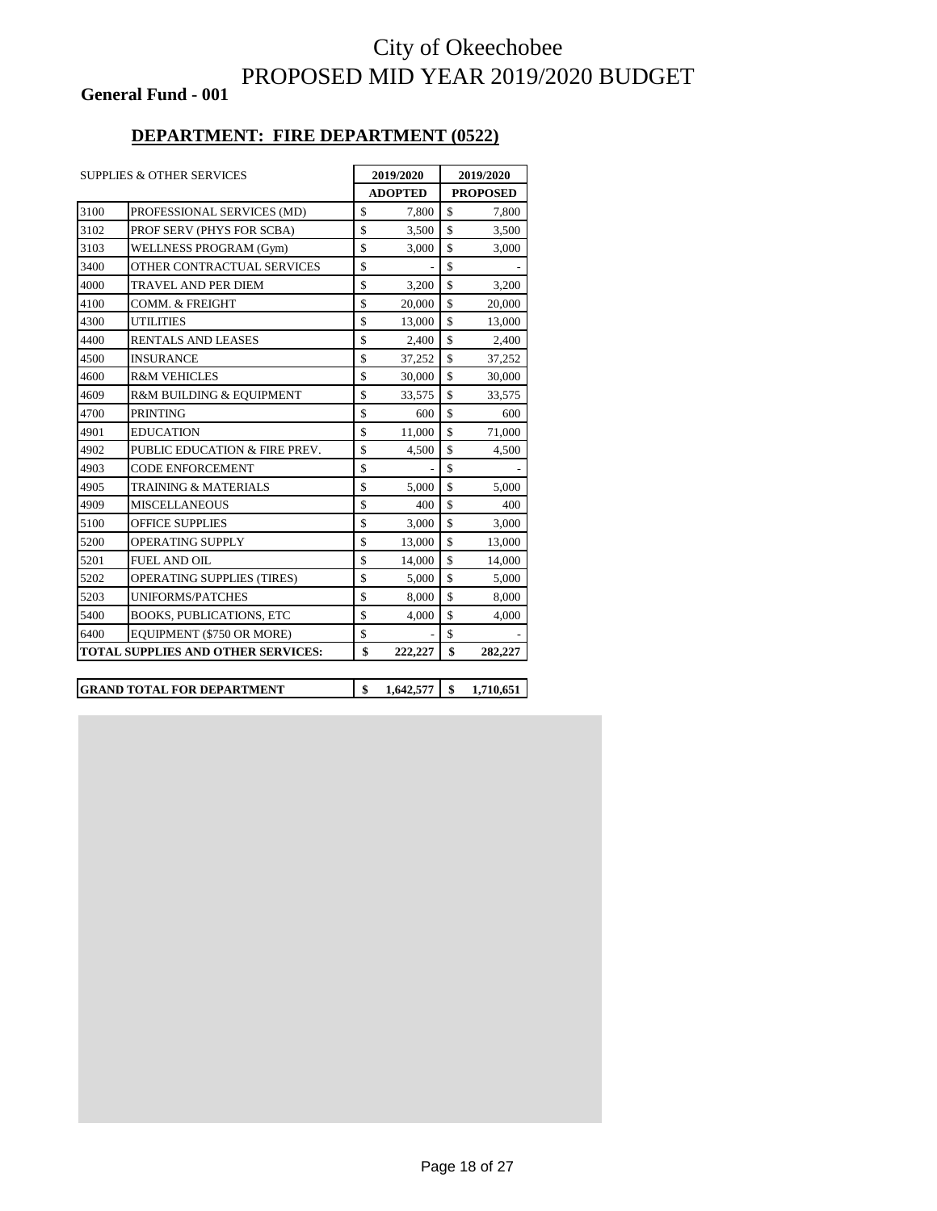# City of Okeechobee
# PROPOSED MID YEAR 2019/2020 BUDGET

**General Fund - 001**

## DEPARTMENT: FIRE DEPARTMENT (0522)

| SUPPLIES & OTHER SERVICES | | 2019/2020 ADOPTED | 2019/2020 PROPOSED |
|---|---|---|---|
| 3100 | PROFESSIONAL SERVICES (MD) | $ 7,800 | $ 7,800 |
| 3102 | PROF SERV (PHYS FOR SCBA) | $ 3,500 | $ 3,500 |
| 3103 | WELLNESS PROGRAM (Gym) | $ 3,000 | $ 3,000 |
| 3400 | OTHER CONTRACTUAL SERVICES | $ - | $ - |
| 4000 | TRAVEL AND PER DIEM | $ 3,200 | $ 3,200 |
| 4100 | COMM. & FREIGHT | $ 20,000 | $ 20,000 |
| 4300 | UTILITIES | $ 13,000 | $ 13,000 |
| 4400 | RENTALS AND LEASES | $ 2,400 | $ 2,400 |
| 4500 | INSURANCE | $ 37,252 | $ 37,252 |
| 4600 | R&M VEHICLES | $ 30,000 | $ 30,000 |
| 4609 | R&M BUILDING & EQUIPMENT | $ 33,575 | $ 33,575 |
| 4700 | PRINTING | $ 600 | $ 600 |
| 4901 | EDUCATION | $ 11,000 | $ 71,000 |
| 4902 | PUBLIC EDUCATION & FIRE PREV. | $ 4,500 | $ 4,500 |
| 4903 | CODE ENFORCEMENT | $ - | $ - |
| 4905 | TRAINING & MATERIALS | $ 5,000 | $ 5,000 |
| 4909 | MISCELLANEOUS | $ 400 | $ 400 |
| 5100 | OFFICE SUPPLIES | $ 3,000 | $ 3,000 |
| 5200 | OPERATING SUPPLY | $ 13,000 | $ 13,000 |
| 5201 | FUEL AND OIL | $ 14,000 | $ 14,000 |
| 5202 | OPERATING SUPPLIES (TIRES) | $ 5,000 | $ 5,000 |
| 5203 | UNIFORMS/PATCHES | $ 8,000 | $ 8,000 |
| 5400 | BOOKS, PUBLICATIONS, ETC | $ 4,000 | $ 4,000 |
| 6400 | EQUIPMENT ($750 OR MORE) | $ - | $ - |
| **TOTAL SUPPLIES AND OTHER SERVICES:** | | **$ 222,227** | **$ 282,227** |

| | | |
|---|---|---|
| **GRAND TOTAL FOR DEPARTMENT** | **$ 1,642,577** | **$ 1,710,651** |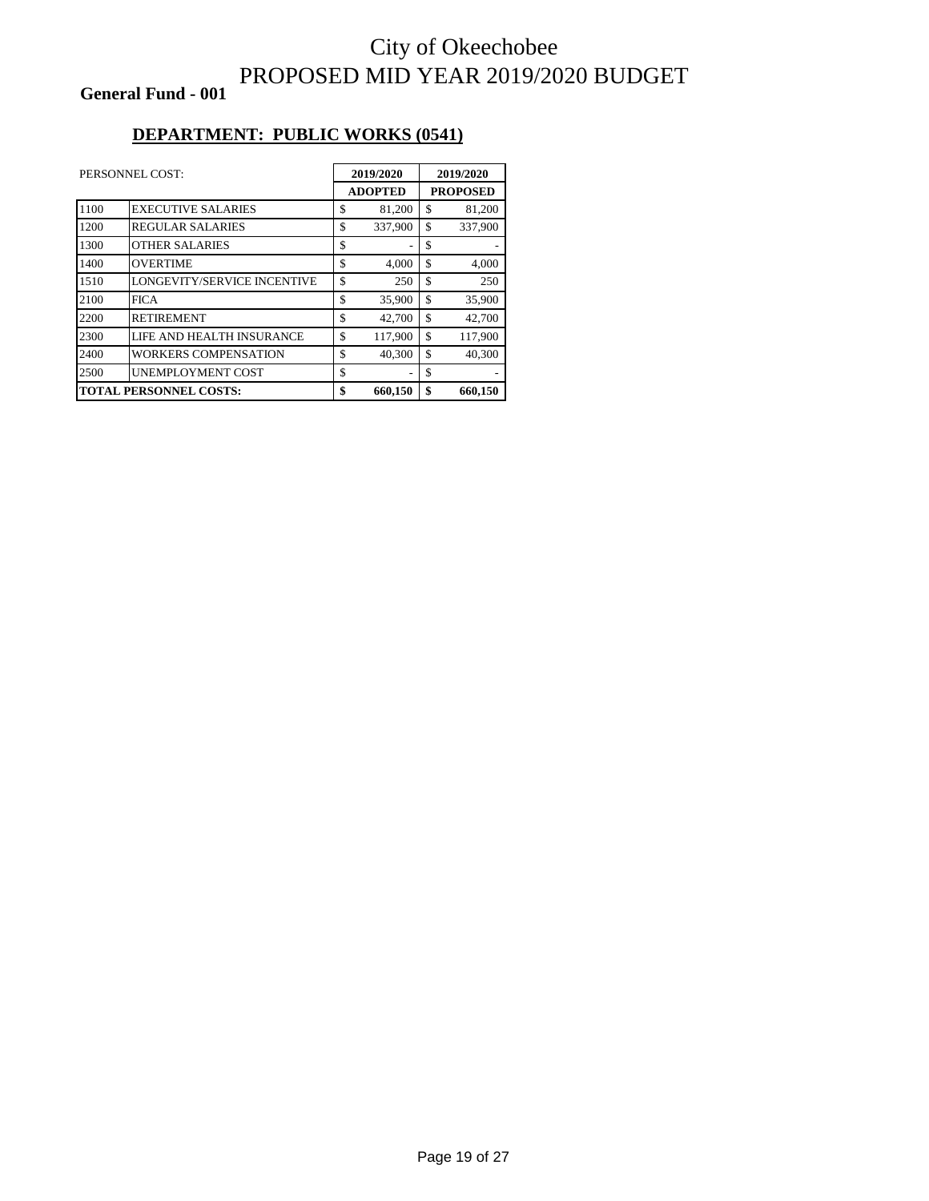# City of Okeechobee
# PROPOSED MID YEAR 2019/2020 BUDGET

**General Fund - 001**

## DEPARTMENT: PUBLIC WORKS (0541)

| PERSONNEL COST: | | 2019/2020 | 2019/2020 |
|---|---|---|---|
| | | **ADOPTED** | **PROPOSED** |
| 1100 | EXECUTIVE SALARIES | $ 81,200 | $ 81,200 |
| 1200 | REGULAR SALARIES | $ 337,900 | $ 337,900 |
| 1300 | OTHER SALARIES | $ - | $ - |
| 1400 | OVERTIME | $ 4,000 | $ 4,000 |
| 1510 | LONGEVITY/SERVICE INCENTIVE | $ 250 | $ 250 |
| 2100 | FICA | $ 35,900 | $ 35,900 |
| 2200 | RETIREMENT | $ 42,700 | $ 42,700 |
| 2300 | LIFE AND HEALTH INSURANCE | $ 117,900 | $ 117,900 |
| 2400 | WORKERS COMPENSATION | $ 40,300 | $ 40,300 |
| 2500 | UNEMPLOYMENT COST | $ - | $ - |
| **TOTAL PERSONNEL COSTS:** | | **$ 660,150** | **$ 660,150** |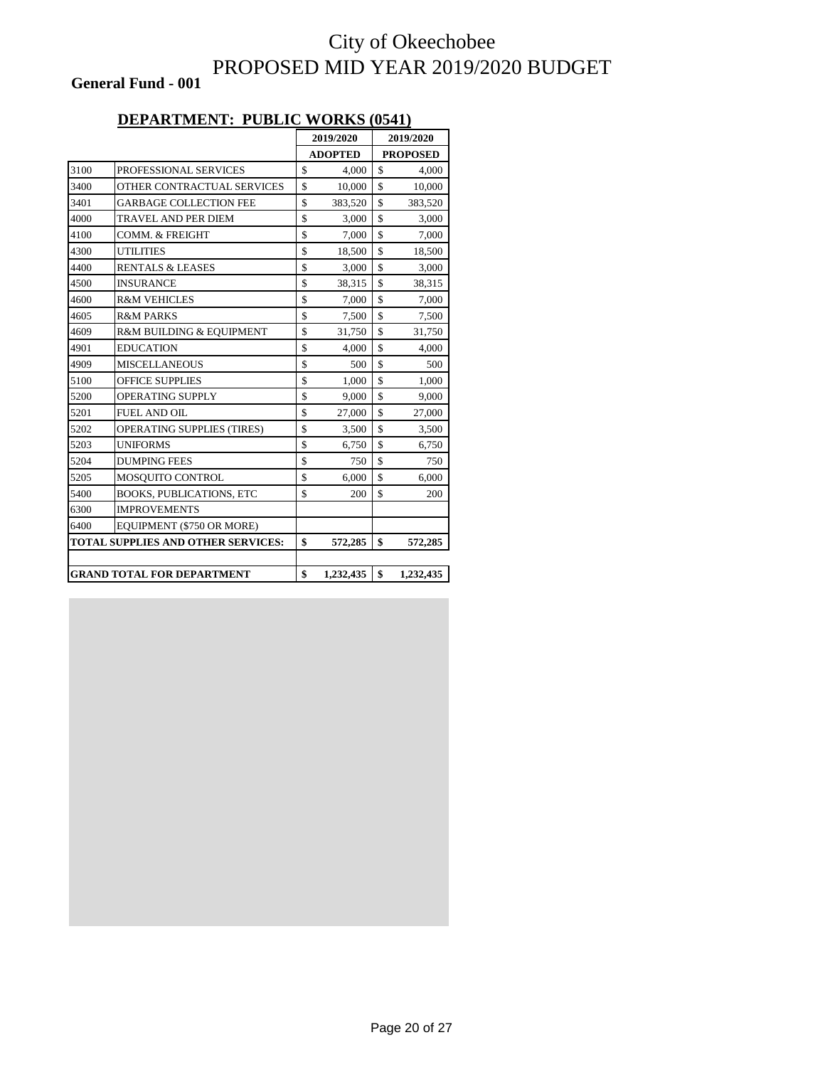# City of Okeechobee
# PROPOSED MID YEAR 2019/2020 BUDGET

**General Fund - 001**

## DEPARTMENT: PUBLIC WORKS (0541)

| | | 2019/2020 ADOPTED | 2019/2020 PROPOSED |
|---|---|---|---|
| 3100 | PROFESSIONAL SERVICES | $ 4,000 | $ 4,000 |
| 3400 | OTHER CONTRACTUAL SERVICES | $ 10,000 | $ 10,000 |
| 3401 | GARBAGE COLLECTION FEE | $ 383,520 | $ 383,520 |
| 4000 | TRAVEL AND PER DIEM | $ 3,000 | $ 3,000 |
| 4100 | COMM. & FREIGHT | $ 7,000 | $ 7,000 |
| 4300 | UTILITIES | $ 18,500 | $ 18,500 |
| 4400 | RENTALS & LEASES | $ 3,000 | $ 3,000 |
| 4500 | INSURANCE | $ 38,315 | $ 38,315 |
| 4600 | R&M VEHICLES | $ 7,000 | $ 7,000 |
| 4605 | R&M PARKS | $ 7,500 | $ 7,500 |
| 4609 | R&M BUILDING & EQUIPMENT | $ 31,750 | $ 31,750 |
| 4901 | EDUCATION | $ 4,000 | $ 4,000 |
| 4909 | MISCELLANEOUS | $ 500 | $ 500 |
| 5100 | OFFICE SUPPLIES | $ 1,000 | $ 1,000 |
| 5200 | OPERATING SUPPLY | $ 9,000 | $ 9,000 |
| 5201 | FUEL AND OIL | $ 27,000 | $ 27,000 |
| 5202 | OPERATING SUPPLIES (TIRES) | $ 3,500 | $ 3,500 |
| 5203 | UNIFORMS | $ 6,750 | $ 6,750 |
| 5204 | DUMPING FEES | $ 750 | $ 750 |
| 5205 | MOSQUITO CONTROL | $ 6,000 | $ 6,000 |
| 5400 | BOOKS, PUBLICATIONS, ETC | $ 200 | $ 200 |
| 6300 | IMPROVEMENTS | | |
| 6400 | EQUIPMENT ($750 OR MORE) | | |
| **TOTAL SUPPLIES AND OTHER SERVICES:** | | **$ 572,285** | **$ 572,285** |
| | | | |
| **GRAND TOTAL FOR DEPARTMENT** | | **$ 1,232,435** | **$ 1,232,435** |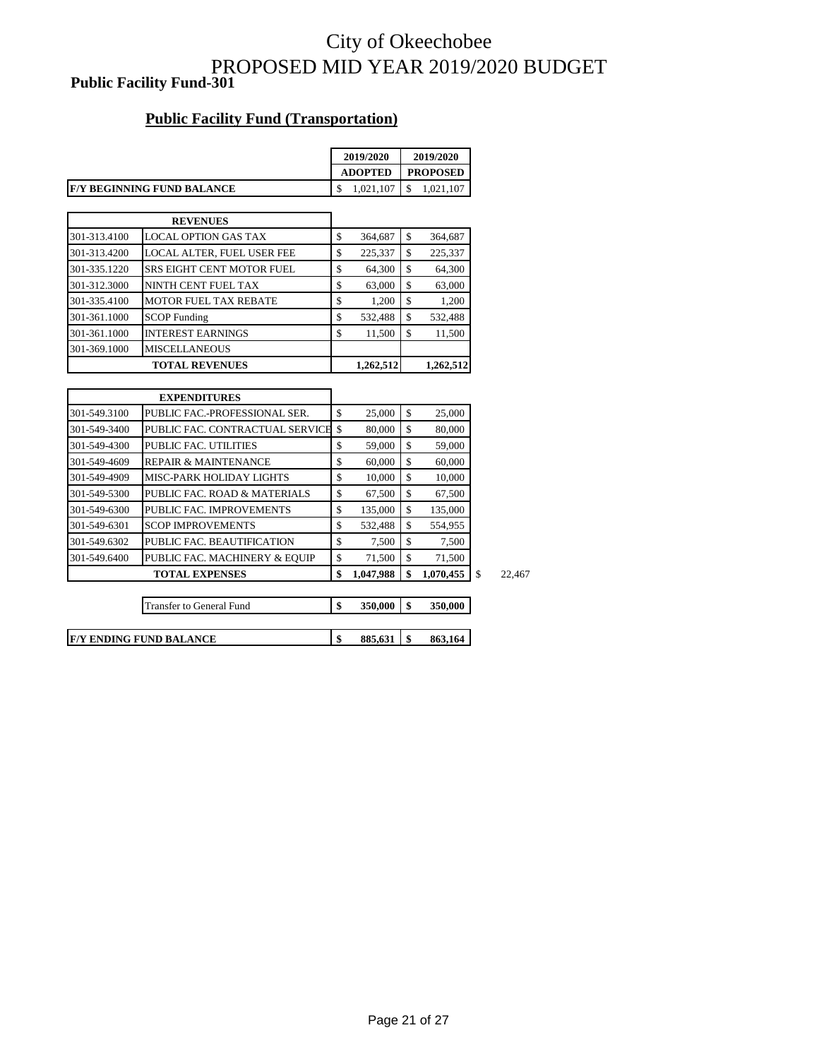# City of Okeechobee
# PROPOSED MID YEAR 2019/2020 BUDGET

**Public Facility Fund-301**

## Public Facility Fund (Transportation)

| | | 2019/2020 ADOPTED | 2019/2020 PROPOSED | |
|---|---|---|---|---|
| **F/Y BEGINNING FUND BALANCE** | | $ 1,021,107 | $ 1,021,107 | |
| | **REVENUES** | | | |
| 301-313.4100 | LOCAL OPTION GAS TAX | $ 364,687 | $ 364,687 | |
| 301-313.4200 | LOCAL ALTER, FUEL USER FEE | $ 225,337 | $ 225,337 | |
| 301-335.1220 | SRS EIGHT CENT MOTOR FUEL | $ 64,300 | $ 64,300 | |
| 301-312.3000 | NINTH CENT FUEL TAX | $ 63,000 | $ 63,000 | |
| 301-335.4100 | MOTOR FUEL TAX REBATE | $ 1,200 | $ 1,200 | |
| 301-361.1000 | SCOP Funding | $ 532,488 | $ 532,488 | |
| 301-361.1000 | INTEREST EARNINGS | $ 11,500 | $ 11,500 | |
| 301-369.1000 | MISCELLANEOUS | | | |
| | **TOTAL REVENUES** | **1,262,512** | **1,262,512** | |
| | **EXPENDITURES** | | | |
| 301-549.3100 | PUBLIC FAC.-PROFESSIONAL SER. | $ 25,000 | $ 25,000 | |
| 301-549-3400 | PUBLIC FAC. CONTRACTUAL SERVICE | $ 80,000 | $ 80,000 | |
| 301-549-4300 | PUBLIC FAC. UTILITIES | $ 59,000 | $ 59,000 | |
| 301-549-4609 | REPAIR & MAINTENANCE | $ 60,000 | $ 60,000 | |
| 301-549-4909 | MISC-PARK HOLIDAY LIGHTS | $ 10,000 | $ 10,000 | |
| 301-549-5300 | PUBLIC FAC. ROAD & MATERIALS | $ 67,500 | $ 67,500 | |
| 301-549-6300 | PUBLIC FAC. IMPROVEMENTS | $ 135,000 | $ 135,000 | |
| 301-549-6301 | SCOP IMPROVEMENTS | $ 532,488 | $ 554,955 | |
| 301-549.6302 | PUBLIC FAC. BEAUTIFICATION | $ 7,500 | $ 7,500 | |
| 301-549.6400 | PUBLIC FAC. MACHINERY & EQUIP | $ 71,500 | $ 71,500 | |
| | **TOTAL EXPENSES** | **$ 1,047,988** | **$ 1,070,455** | $ 22,467 |
| | Transfer to General Fund | **$ 350,000** | **$ 350,000** | |
| **F/Y ENDING FUND BALANCE** | | **$ 885,631** | **$ 863,164** | |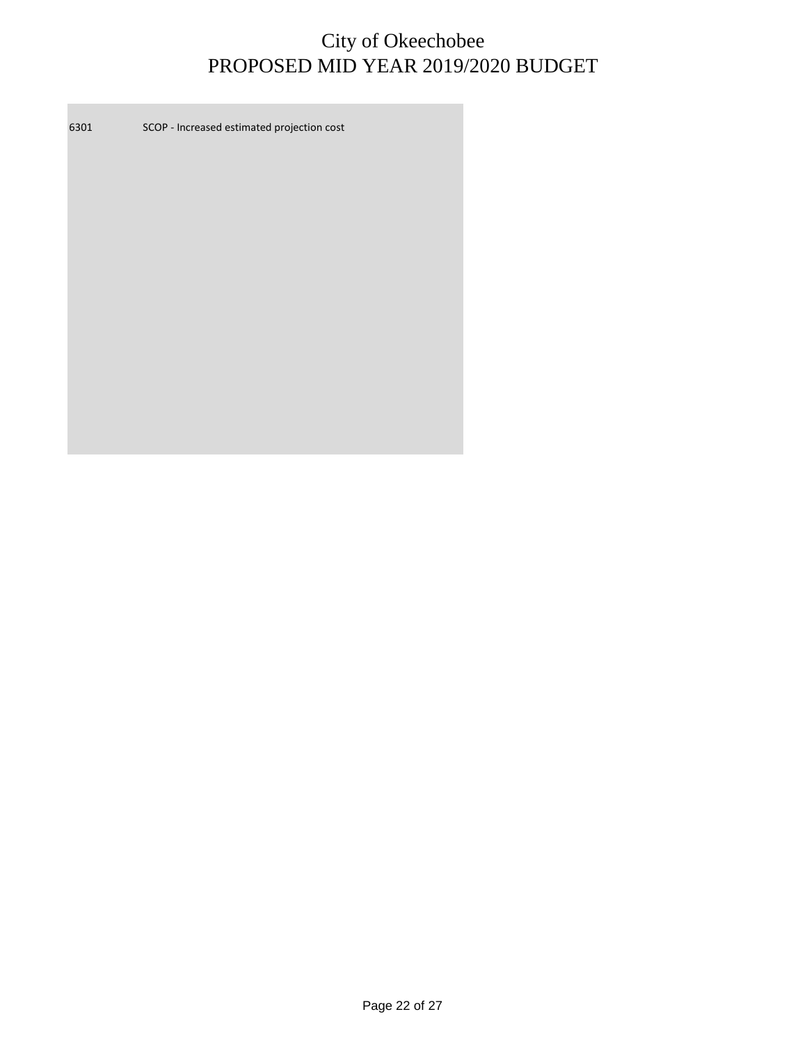# City of Okeechobee
## PROPOSED MID YEAR 2019/2020 BUDGET

| | |
|---|---|
| 6301 | SCOP - Increased estimated projection cost |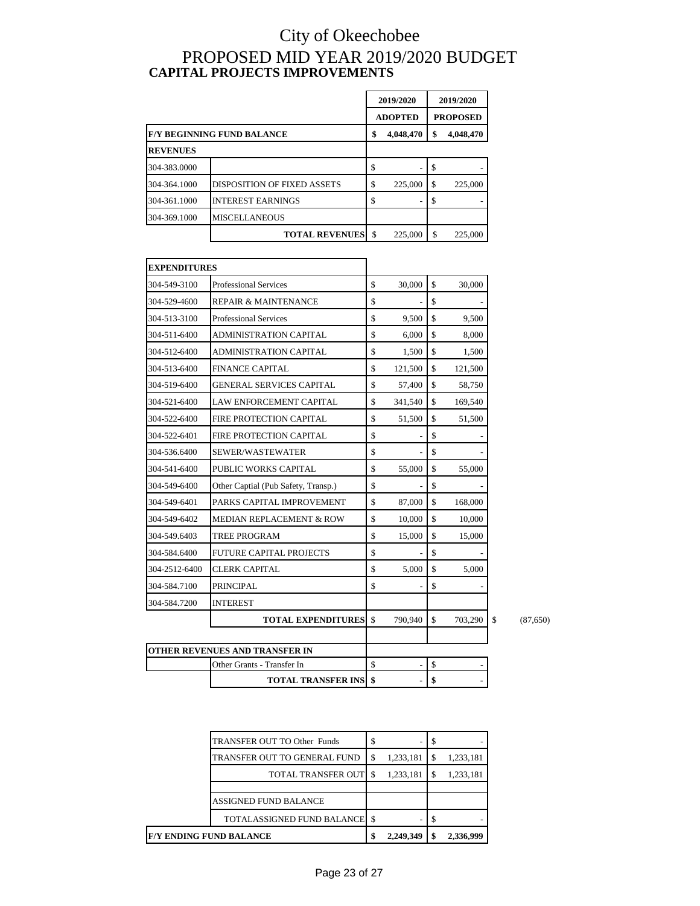# City of Okeechobee

# PROPOSED MID YEAR 2019/2020 BUDGET

## CAPITAL PROJECTS IMPROVEMENTS

| | | 2019/2020 ADOPTED | 2019/2020 PROPOSED | |
|---|---|---|---|---|
| **F/Y BEGINNING FUND BALANCE** | | **$ 4,048,470** | **$ 4,048,470** | |
| **REVENUES** | | | | |
| 304-383.0000 | | $ - | $ - | |
| 304-364.1000 | DISPOSITION OF FIXED ASSETS | $ 225,000 | $ 225,000 | |
| 304-361.1000 | INTEREST EARNINGS | $ - | $ - | |
| 304-369.1000 | MISCELLANEOUS | | | |
| | **TOTAL REVENUES** | $ 225,000 | $ 225,000 | |
| **EXPENDITURES** | | | | |
| 304-549-3100 | Professional Services | $ 30,000 | $ 30,000 | |
| 304-529-4600 | REPAIR & MAINTENANCE | $ - | $ - | |
| 304-513-3100 | Professional Services | $ 9,500 | $ 9,500 | |
| 304-511-6400 | ADMINISTRATION CAPITAL | $ 6,000 | $ 8,000 | |
| 304-512-6400 | ADMINISTRATION CAPITAL | $ 1,500 | $ 1,500 | |
| 304-513-6400 | FINANCE CAPITAL | $ 121,500 | $ 121,500 | |
| 304-519-6400 | GENERAL SERVICES CAPITAL | $ 57,400 | $ 58,750 | |
| 304-521-6400 | LAW ENFORCEMENT CAPITAL | $ 341,540 | $ 169,540 | |
| 304-522-6400 | FIRE PROTECTION CAPITAL | $ 51,500 | $ 51,500 | |
| 304-522-6401 | FIRE PROTECTION CAPITAL | $ - | $ - | |
| 304-536.6400 | SEWER/WASTEWATER | $ - | $ - | |
| 304-541-6400 | PUBLIC WORKS CAPITAL | $ 55,000 | $ 55,000 | |
| 304-549-6400 | Other Captial (Pub Safety, Transp.) | $ - | $ - | |
| 304-549-6401 | PARKS CAPITAL IMPROVEMENT | $ 87,000 | $ 168,000 | |
| 304-549-6402 | MEDIAN REPLACEMENT & ROW | $ 10,000 | $ 10,000 | |
| 304-549.6403 | TREE PROGRAM | $ 15,000 | $ 15,000 | |
| 304-584.6400 | FUTURE CAPITAL PROJECTS | $ - | $ - | |
| 304-2512-6400 | CLERK CAPITAL | $ 5,000 | $ 5,000 | |
| 304-584.7100 | PRINCIPAL | $ - | $ - | |
| 304-584.7200 | INTEREST | | | |
| | **TOTAL EXPENDITURES** | $ 790,940 | $ 703,290 | $ (87,650) |
| **OTHER REVENUES AND TRANSFER IN** | | | | |
| | Other Grants - Transfer In | $ - | $ - | |
| | **TOTAL TRANSFER INS** | **$ -** | **$ -** | |
| | TRANSFER OUT TO Other Funds | $ - | $ - | |
| | TRANSFER OUT TO GENERAL FUND | $ 1,233,181 | $ 1,233,181 | |
| | TOTAL TRANSFER OUT | $ 1,233,181 | $ 1,233,181 | |
| | ASSIGNED FUND BALANCE | | | |
| | TOTALASSIGNED FUND BALANCE | $ - | $ - | |
| **F/Y ENDING FUND BALANCE** | | **$ 2,249,349** | **$ 2,336,999** | |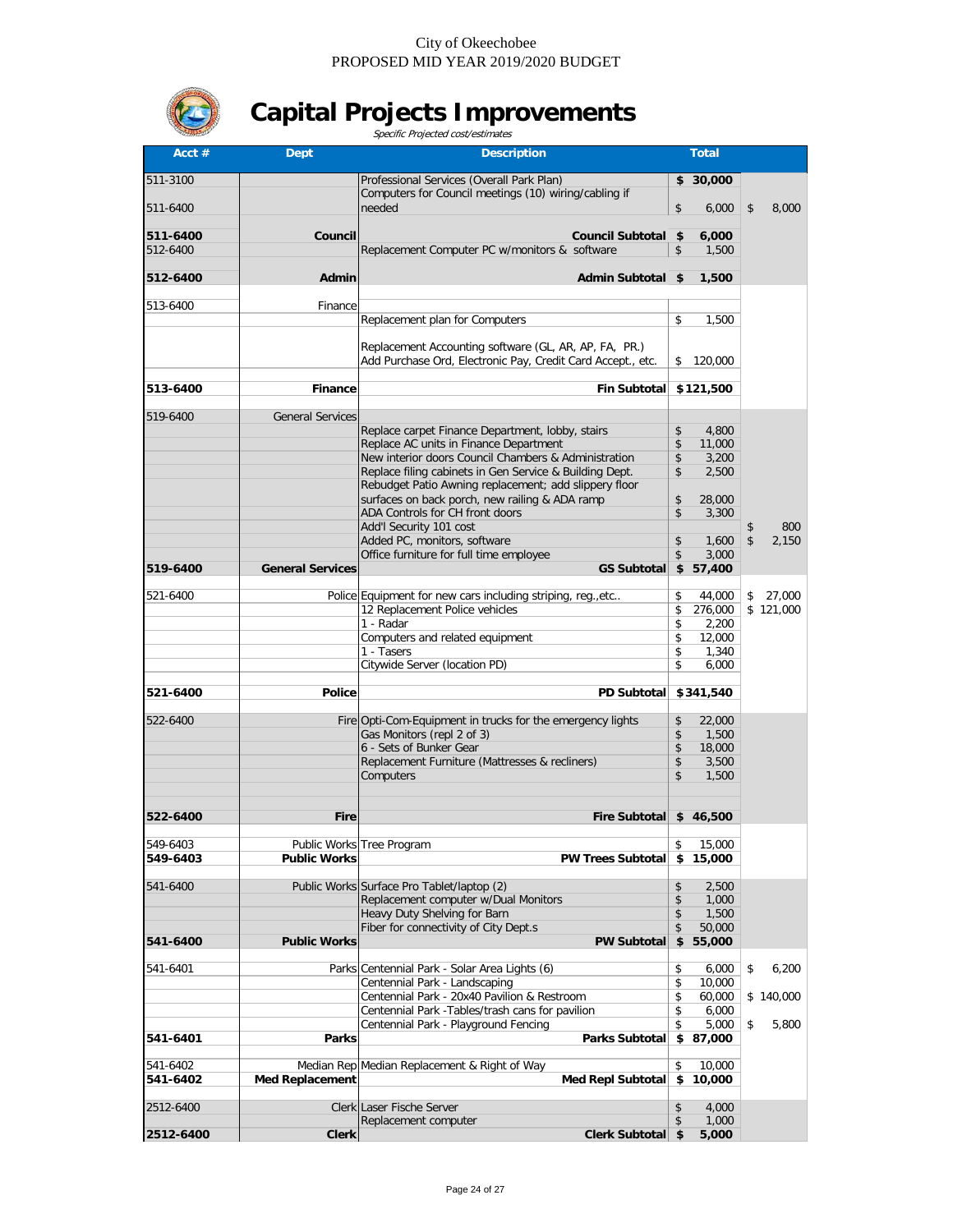City of Okeechobee
PROPOSED MID YEAR 2019/2020 BUDGET

# Capital Projects Improvements

*Specific Projected cost/estimates*

| Acct # | Dept | Description | Total | |
|---|---|---|---|---|
| 511-3100 | | Professional Services (Overall Park Plan) | **$ 30,000** | |
| 511-6400 | | Computers for Council meetings (10) wiring/cabling if needed | $ 6,000 | $ 8,000 |
| **511-6400** | **Council** | **Council Subtotal** | **$ 6,000** | |
| 512-6400 | | Replacement Computer PC w/monitors & software | $ 1,500 | |
| **512-6400** | **Admin** | **Admin Subtotal** | **$ 1,500** | |
| 513-6400 | Finance | | | |
| | | Replacement plan for Computers | $ 1,500 | |
| | | Replacement Accounting software (GL, AR, AP, FA, PR.) Add Purchase Ord, Electronic Pay, Credit Card Accept., etc. | $ 120,000 | |
| **513-6400** | **Finance** | **Fin Subtotal** | **$121,500** | |
| 519-6400 | General Services | | | |
| | | Replace carpet Finance Department, lobby, stairs | $ 4,800 | |
| | | Replace AC units in Finance Department | $ 11,000 | |
| | | New interior doors Council Chambers & Administration | $ 3,200 | |
| | | Replace filing cabinets in Gen Service & Building Dept. | $ 2,500 | |
| | | Rebudget Patio Awning replacement; add slippery floor surfaces on back porch, new railing & ADA ramp | $ 28,000 | |
| | | ADA Controls for CH front doors | $ 3,300 | |
| | | Add'l Security 101 cost | | $ 800 |
| | | Added PC, monitors, software | $ 1,600 | $ 2,150 |
| | | Office furniture for full time employee | $ 3,000 | |
| **519-6400** | **General Services** | **GS Subtotal** | **$ 57,400** | |
| 521-6400 | Police | Equipment for new cars including striping, reg.,etc.. | $ 44,000 | $ 27,000 |
| | | 12 Replacement Police vehicles | $ 276,000 | $ 121,000 |
| | | 1 - Radar | $ 2,200 | |
| | | Computers and related equipment | $ 12,000 | |
| | | 1 - Tasers | $ 1,340 | |
| | | Citywide Server (location PD) | $ 6,000 | |
| **521-6400** | **Police** | **PD Subtotal** | **$341,540** | |
| 522-6400 | Fire | Opti-Com-Equipment in trucks for the emergency lights | $ 22,000 | |
| | | Gas Monitors (repl 2 of 3) | $ 1,500 | |
| | | 6 - Sets of Bunker Gear | $ 18,000 | |
| | | Replacement Furniture (Mattresses & recliners) | $ 3,500 | |
| | | Computers | $ 1,500 | |
| **522-6400** | **Fire** | **Fire Subtotal** | **$ 46,500** | |
| 549-6403 | Public Works | Tree Program | $ 15,000 | |
| **549-6403** | **Public Works** | **PW Trees Subtotal** | **$ 15,000** | |
| 541-6400 | Public Works | Surface Pro Tablet/laptop (2) | $ 2,500 | |
| | | Replacement computer w/Dual Monitors | $ 1,000 | |
| | | Heavy Duty Shelving for Barn | $ 1,500 | |
| | | Fiber for connectivity of City Dept.s | $ 50,000 | |
| **541-6400** | **Public Works** | **PW Subtotal** | **$ 55,000** | |
| 541-6401 | Parks | Centennial Park - Solar Area Lights (6) | $ 6,000 | $ 6,200 |
| | | Centennial Park - Landscaping | $ 10,000 | |
| | | Centennial Park - 20x40 Pavilion & Restroom | $ 60,000 | $ 140,000 |
| | | Centennial Park -Tables/trash cans for pavilion | $ 6,000 | |
| | | Centennial Park - Playground Fencing | $ 5,000 | $ 5,800 |
| **541-6401** | **Parks** | **Parks Subtotal** | **$ 87,000** | |
| 541-6402 | Median Rep | Median Replacement & Right of Way | $ 10,000 | |
| **541-6402** | **Med Replacement** | **Med Repl Subtotal** | **$ 10,000** | |
| 2512-6400 | Clerk | Laser Fische Server | $ 4,000 | |
| | | Replacement computer | $ 1,000 | |
| **2512-6400** | **Clerk** | **Clerk Subtotal** | **$ 5,000** | |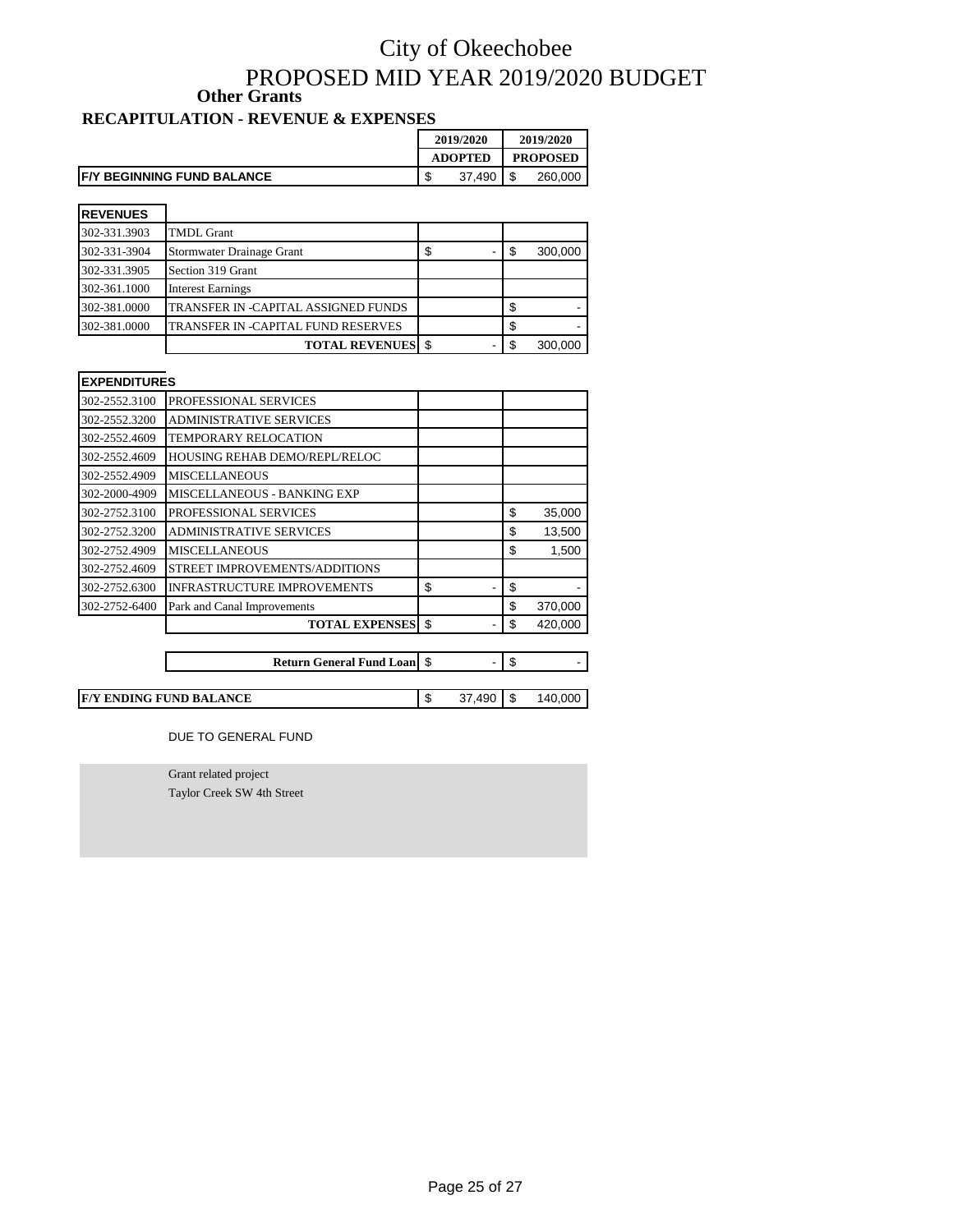# City of Okeechobee

## PROPOSED MID YEAR 2019/2020 BUDGET

### Other Grants

### RECAPITULATION - REVENUE & EXPENSES

| | | 2019/2020 ADOPTED | 2019/2020 PROPOSED |
|---|---|---|---|
| **F/Y BEGINNING FUND BALANCE** | | $ 37,490 | $ 260,000 |

| **REVENUES** | | | |
|---|---|---|---|
| 302-331.3903 | TMDL Grant | | |
| 302-331-3904 | Stormwater Drainage Grant | $ - | $ 300,000 |
| 302-331.3905 | Section 319 Grant | | |
| 302-361.1000 | Interest Earnings | | |
| 302-381.0000 | TRANSFER IN -CAPITAL ASSIGNED FUNDS | | $ - |
| 302-381.0000 | TRANSFER IN -CAPITAL FUND RESERVES | | $ - |
| | **TOTAL REVENUES** | $ - | $ 300,000 |

| **EXPENDITURES** | | | |
|---|---|---|---|
| 302-2552.3100 | PROFESSIONAL SERVICES | | |
| 302-2552.3200 | ADMINISTRATIVE SERVICES | | |
| 302-2552.4609 | TEMPORARY RELOCATION | | |
| 302-2552.4609 | HOUSING REHAB DEMO/REPL/RELOC | | |
| 302-2552.4909 | MISCELLANEOUS | | |
| 302-2000-4909 | MISCELLANEOUS - BANKING EXP | | |
| 302-2752.3100 | PROFESSIONAL SERVICES | | $ 35,000 |
| 302-2752.3200 | ADMINISTRATIVE SERVICES | | $ 13,500 |
| 302-2752.4909 | MISCELLANEOUS | | $ 1,500 |
| 302-2752.4609 | STREET IMPROVEMENTS/ADDITIONS | | |
| 302-2752.6300 | INFRASTRUCTURE IMPROVEMENTS | $ - | $ - |
| 302-2752-6400 | Park and Canal Improvements | | $ 370,000 |
| | **TOTAL EXPENSES** | $ - | $ 420,000 |
| | **Return General Fund Loan** | $ - | $ - |
| **F/Y ENDING FUND BALANCE** | | $ 37,490 | $ 140,000 |

DUE TO GENERAL FUND

Grant related project

Taylor Creek SW 4th Street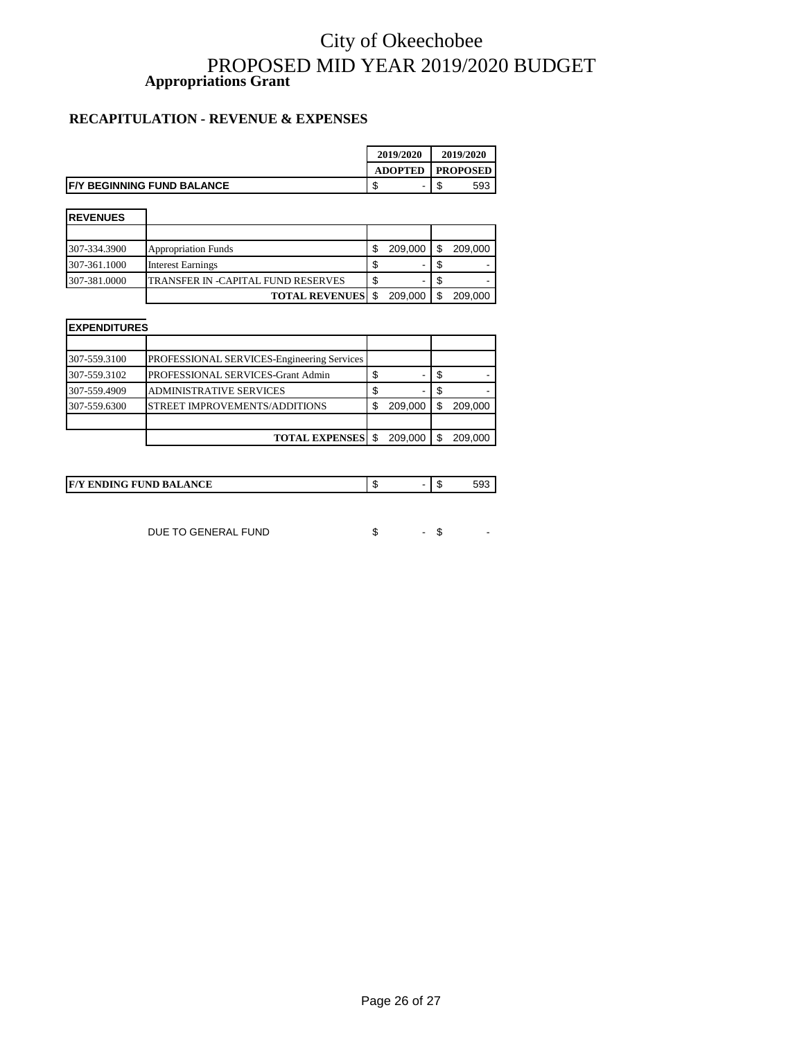# City of Okeechobee

# PROPOSED MID YEAR 2019/2020 BUDGET

## Appropriations Grant

### RECAPITULATION - REVENUE & EXPENSES

| | | 2019/2020 ADOPTED | 2019/2020 PROPOSED |
|---|---|---|---|
| **F/Y BEGINNING FUND BALANCE** | | $ - | $ 593 |

| **REVENUES** | | | |
|---|---|---|---|
| | | | |
| 307-334.3900 | Appropriation Funds | $ 209,000 | $ 209,000 |
| 307-361.1000 | Interest Earnings | $ - | $ - |
| 307-381.0000 | TRANSFER IN -CAPITAL FUND RESERVES | $ - | $ - |
| | **TOTAL REVENUES** | $ 209,000 | $ 209,000 |

| **EXPENDITURES** | | | |
|---|---|---|---|
| | | | |
| 307-559.3100 | PROFESSIONAL SERVICES-Engineering Services | | |
| 307-559.3102 | PROFESSIONAL SERVICES-Grant Admin | $ - | $ - |
| 307-559.4909 | ADMINISTRATIVE SERVICES | $ - | $ - |
| 307-559.6300 | STREET IMPROVEMENTS/ADDITIONS | $ 209,000 | $ 209,000 |
| | | | |
| | **TOTAL EXPENSES** | $ 209,000 | $ 209,000 |

| | | | |
|---|---|---|---|
| **F/Y ENDING FUND BALANCE** | | $ - | $ 593 |
| | DUE TO GENERAL FUND | $ - | $ - |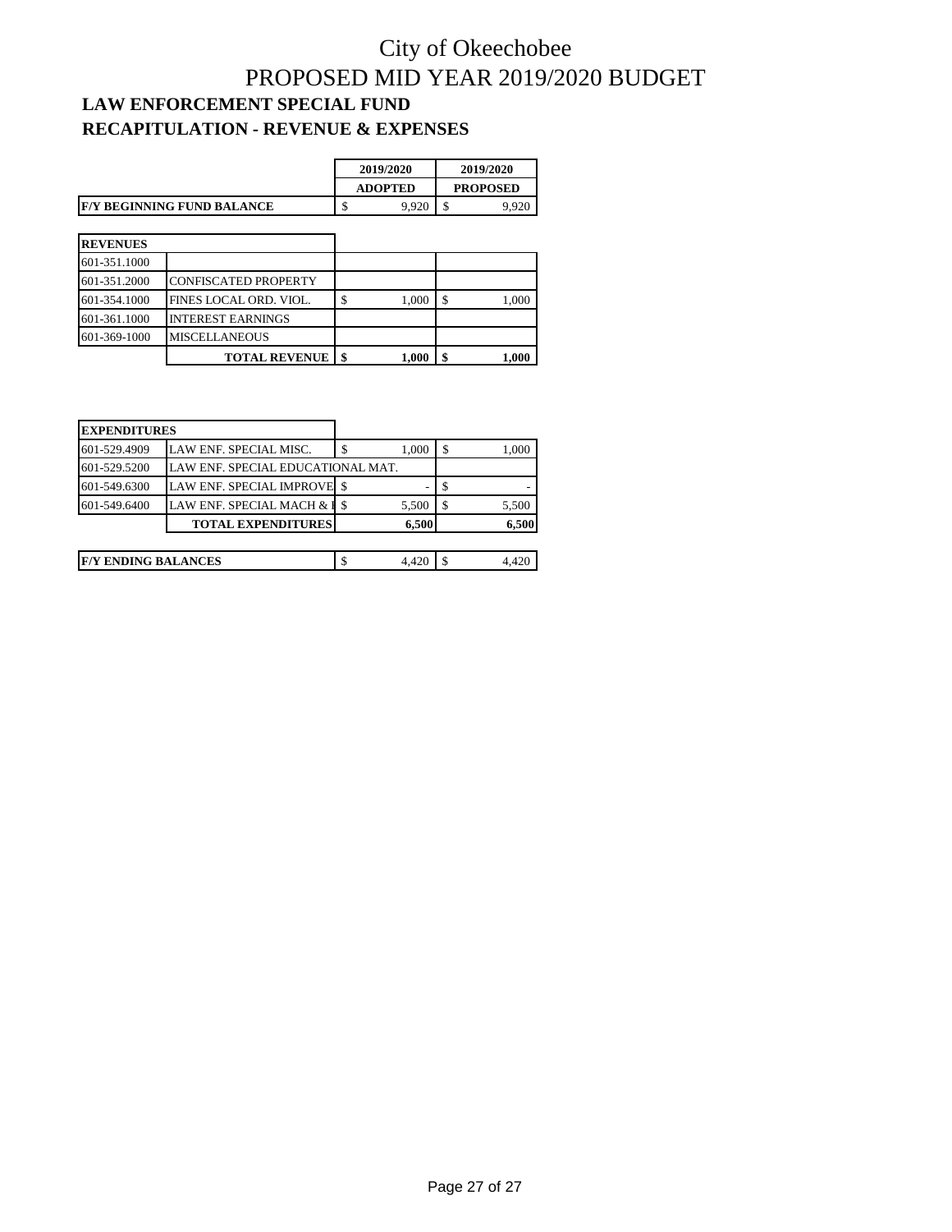# City of Okeechobee

# PROPOSED MID YEAR 2019/2020 BUDGET

## LAW ENFORCEMENT SPECIAL FUND

## RECAPITULATION - REVENUE & EXPENSES

| | | 2019/2020 ADOPTED | 2019/2020 PROPOSED |
|---|---|---|---|
| **F/Y BEGINNING FUND BALANCE** | | $ 9,920 | $ 9,920 |
| **REVENUES** | | | |
| 601-351.1000 | | | |
| 601-351.2000 | CONFISCATED PROPERTY | | |
| 601-354.1000 | FINES LOCAL ORD. VIOL. | $ 1,000 | $ 1,000 |
| 601-361.1000 | INTEREST EARNINGS | | |
| 601-369-1000 | MISCELLANEOUS | | |
| | **TOTAL REVENUE** | **$ 1,000** | **$ 1,000** |
| **EXPENDITURES** | | | |
| 601-529.4909 | LAW ENF. SPECIAL MISC. | $ 1,000 | $ 1,000 |
| 601-529.5200 | LAW ENF. SPECIAL EDUCATIONAL MAT. | | |
| 601-549.6300 | LAW ENF. SPECIAL IMPROVE | $ - | $ - |
| 601-549.6400 | LAW ENF. SPECIAL MACH & I | $ 5,500 | $ 5,500 |
| | **TOTAL EXPENDITURES** | **6,500** | **6,500** |
| **F/Y ENDING BALANCES** | | $ 4,420 | $ 4,420 |